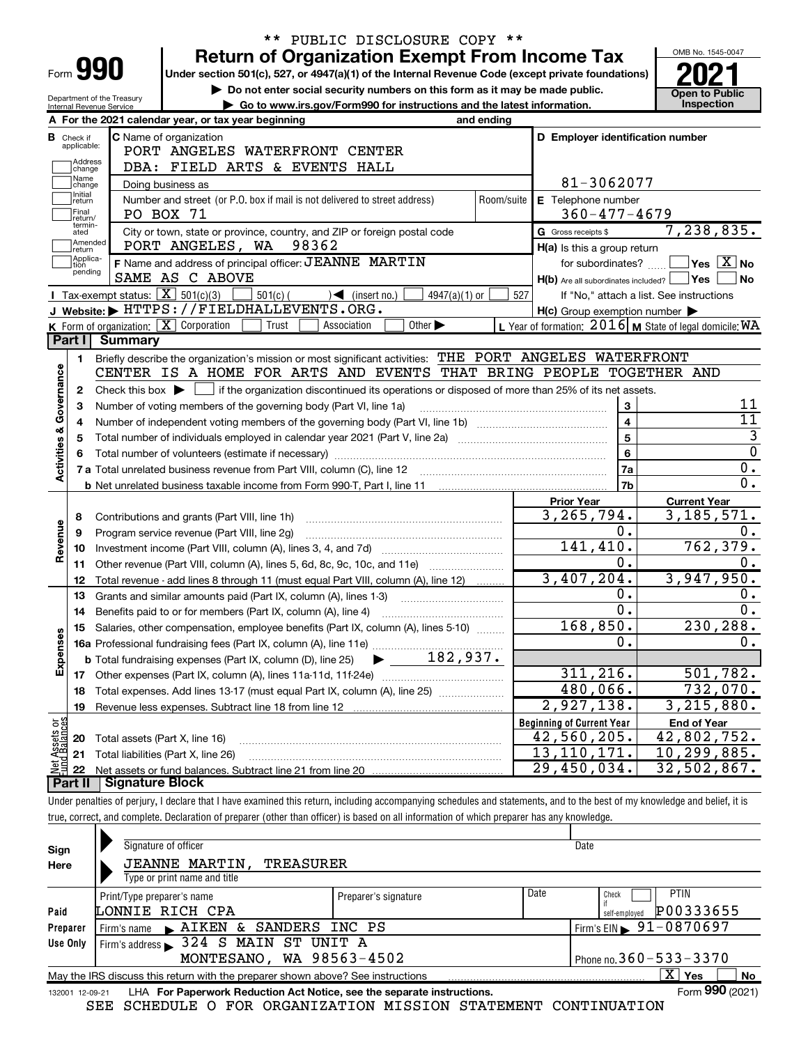\*\* PUBLIC DISCLOSURE COPY \*\*

Form **990**

# Return of Organization Exempt From Income Tax

**Under section 501(c), 527, or 4947(a)(1) of the Internal Revenue Code (except private foundations)**

▶ Do not enter social security numbers on this form as it may be made public.

▶ Go to www.irs.gov/Form990 for instructions and the latest information.

Department of the Treasury Internal Revenue Service

OMB No. 1545-0047

**2021**

**Open to Public Inspection**

**A** For the 2021 calendar year, or tax year beginning and ending

**B** Check if applicable: Address change, Name change, Initial return, Final return/terminated, Amended return, Application pending

**C** Name of organization: PORT ANGELES WATERFRONT CENTER DBA: FIELD ARTS & EVENTS HALL

Doing business as

Number and street (or P.O. box if mail is not delivered to street address): PO BOX 71 | Room/suite

City or town, state or province, country, and ZIP or foreign postal code: PORT ANGELES, WA 98362

**F** Name and address of principal officer: JEANNE MARTIN, SAME AS C ABOVE

**D** Employer identification number: 81-3062077

**E** Telephone number: 360-477-4679

**G** Gross receipts $ 7,238,835.

**H(a)** Is this a group return for subordinates? Yes [X] No

**H(b)** Are all subordinates included? Yes No

If "No," attach a list. See instructions

**H(c)** Group exemption number ▶

**I** Tax-exempt status: [X] 501(c)(3) 501(c) ( ) ◀ (insert no.) 4947(a)(1) or 527

**J** Website: ▶ HTTPS://FIELDHALLEVENTS.ORG.

**K** Form of organization: [X] Corporation Trust Association Other ▶

**L** Year of formation: 2016 **M** State of legal domicile: WA

## Part I Summary

**Activities & Governance**

1 Briefly describe the organization's mission or most significant activities: THE PORT ANGELES WATERFRONT CENTER IS A HOME FOR ARTS AND EVENTS THAT BRING PEOPLE TOGETHER AND

2 Check this box ▶ [ ] if the organization discontinued its operations or disposed of more than 25% of its net assets.

| | | | |
|---|---|---|---|
| 3 | Number of voting members of the governing body (Part VI, line 1a) | 3 | 11 |
| 4 | Number of independent voting members of the governing body (Part VI, line 1b) | 4 | 11 |
| 5 | Total number of individuals employed in calendar year 2021 (Part V, line 2a) | 5 | 3 |
| 6 | Total number of volunteers (estimate if necessary) | 6 | 0 |
| 7a | Total unrelated business revenue from Part VIII, column (C), line 12 | 7a | 0. |
| b | Net unrelated business taxable income from Form 990-T, Part I, line 11 | 7b | 0. |

| | | Prior Year | Current Year |
|---|---|---|---|
| **Revenue** | | | |
| 8 | Contributions and grants (Part VIII, line 1h) | 3,265,794. | 3,185,571. |
| 9 | Program service revenue (Part VIII, line 2g) | 0. | 0. |
| 10 | Investment income (Part VIII, column (A), lines 3, 4, and 7d) | 141,410. | 762,379. |
| 11 | Other revenue (Part VIII, column (A), lines 5, 6d, 8c, 9c, 10c, and 11e) | 0. | 0. |
| 12 | Total revenue - add lines 8 through 11 (must equal Part VIII, column (A), line 12) | 3,407,204. | 3,947,950. |
| **Expenses** | | | |
| 13 | Grants and similar amounts paid (Part IX, column (A), lines 1-3) | 0. | 0. |
| 14 | Benefits paid to or for members (Part IX, column (A), line 4) | 0. | 0. |
| 15 | Salaries, other compensation, employee benefits (Part IX, column (A), lines 5-10) | 168,850. | 230,288. |
| 16a | Professional fundraising fees (Part IX, column (A), line 11e) | 0. | 0. |
| b | Total fundraising expenses (Part IX, column (D), line 25) ▶ 182,937. | | |
| 17 | Other expenses (Part IX, column (A), lines 11a-11d, 11f-24e) | 311,216. | 501,782. |
| 18 | Total expenses. Add lines 13-17 (must equal Part IX, column (A), line 25) | 480,066. | 732,070. |
| 19 | Revenue less expenses. Subtract line 18 from line 12 | 2,927,138. | 3,215,880. |

| **Net Assets or Fund Balances** | | Beginning of Current Year | End of Year |
|---|---|---|---|
| 20 | Total assets (Part X, line 16) | 42,560,205. | 42,802,752. |
| 21 | Total liabilities (Part X, line 26) | 13,110,171. | 10,299,885. |
| 22 | Net assets or fund balances. Subtract line 21 from line 20 | 29,450,034. | 32,502,867. |

## Part II Signature Block

Under penalties of perjury, I declare that I have examined this return, including accompanying schedules and statements, and to the best of my knowledge and belief, it is true, correct, and complete. Declaration of preparer (other than officer) is based on all information of which preparer has any knowledge.

**Sign Here**

Signature of officer | Date

JEANNE MARTIN, TREASURER

Type or print name and title

**Paid Preparer Use Only**

| Print/Type preparer's name | Preparer's signature | Date | Check if self-employed | PTIN |
|---|---|---|---|---|
| LONNIE RICH CPA | | | | P00333655 |

Firm's name ▶ AIKEN & SANDERS INC PS | Firm's EIN ▶ 91-0870697

Firm's address ▶ 324 S MAIN ST UNIT A, MONTESANO, WA 98563-4502 | Phone no. 360-533-3370

May the IRS discuss this return with the preparer shown above? See instructions [X] Yes No

132001 12-09-21 LHA For Paperwork Reduction Act Notice, see the separate instructions. Form **990** (2021)

SEE SCHEDULE O FOR ORGANIZATION MISSION STATEMENT CONTINUATION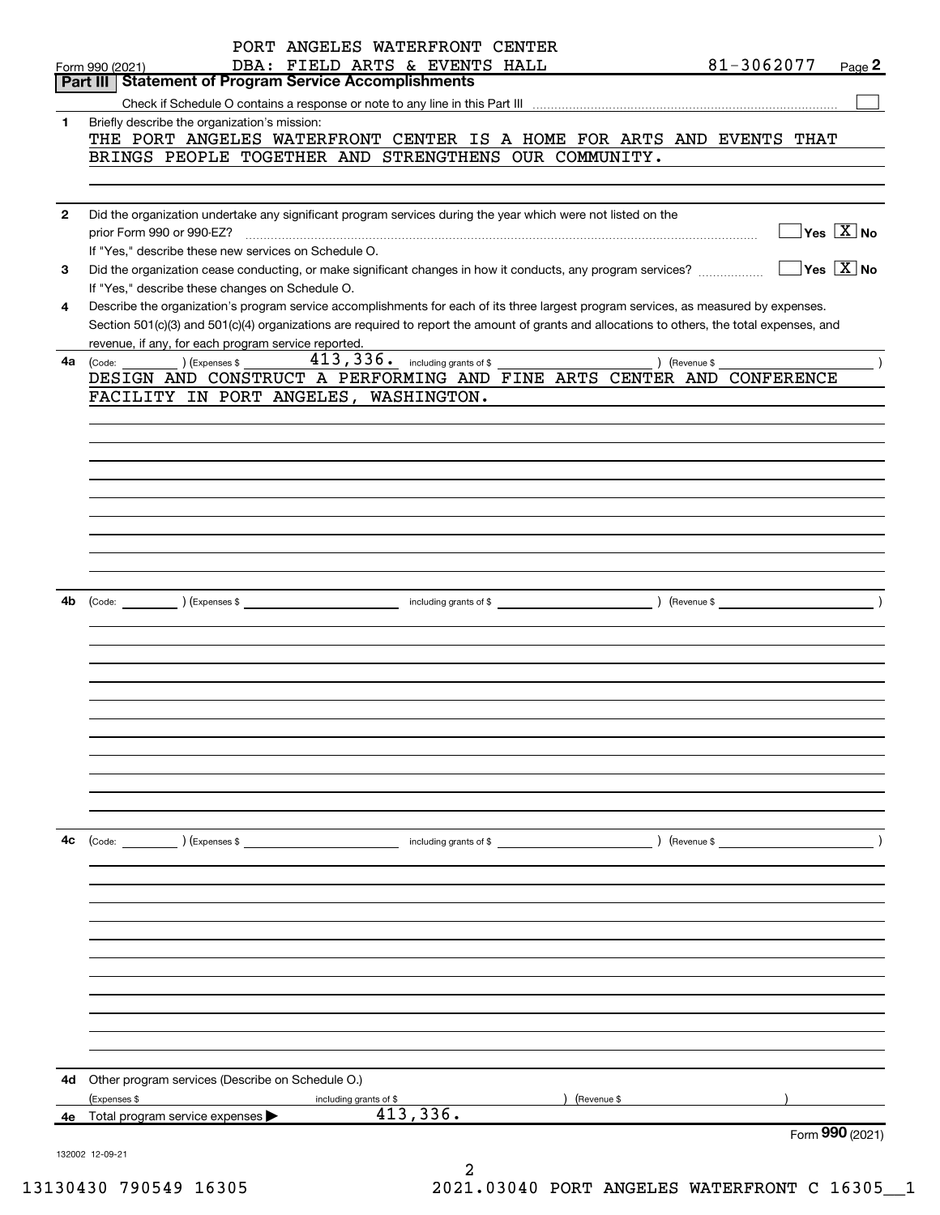PORT ANGELES WATERFRONT CENTER
DBA: FIELD ARTS & EVENTS HALL 81-3062077

Form 990 (2021)

## Part III Statement of Program Service Accomplishments

Check if Schedule O contains a response or note to any line in this Part III ☐

**1** Briefly describe the organization's mission:

THE PORT ANGELES WATERFRONT CENTER IS A HOME FOR ARTS AND EVENTS THAT BRINGS PEOPLE TOGETHER AND STRENGTHENS OUR COMMUNITY.

**2** Did the organization undertake any significant program services during the year which were not listed on the prior Form 990 or 990-EZ? ☐ Yes ☒ No

If "Yes," describe these new services on Schedule O.

**3** Did the organization cease conducting, or make significant changes in how it conducts, any program services? ☐ Yes ☒ No

If "Yes," describe these changes on Schedule O.

**4** Describe the organization's program service accomplishments for each of its three largest program services, as measured by expenses. Section 501(c)(3) and 501(c)(4) organizations are required to report the amount of grants and allocations to others, the total expenses, and revenue, if any, for each program service reported.

**4a** (Code: ) (Expenses $ 413,336. including grants of $ ) (Revenue $ )

DESIGN AND CONSTRUCT A PERFORMING AND FINE ARTS CENTER AND CONFERENCE FACILITY IN PORT ANGELES, WASHINGTON.

**4b** (Code: ) (Expenses $ including grants of $ ) (Revenue $ )

**4c** (Code: ) (Expenses $ including grants of $ ) (Revenue $ )

**4d** Other program services (Describe on Schedule O.)

(Expenses $ including grants of $ ) (Revenue $ )

**4e** Total program service expenses ▶ 413,336.

Form 990 (2021)

132002 12-09-21

13130430 790549 16305 2021.03040 PORT ANGELES WATERFRONT C 16305__1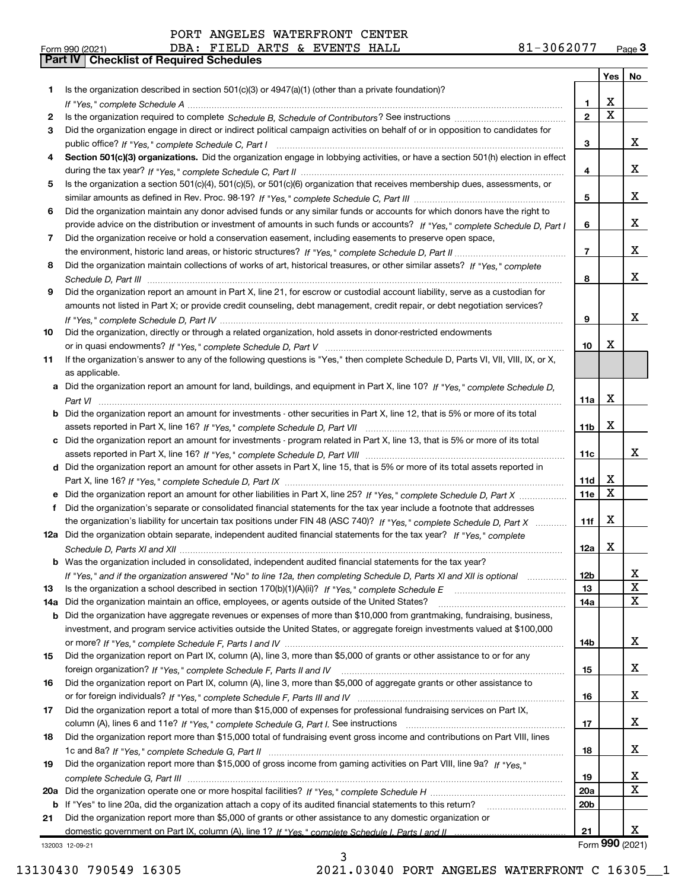PORT ANGELES WATERFRONT CENTER
DBA: FIELD ARTS & EVENTS HALL 81-3062077

Form 990 (2021)

## Part IV Checklist of Required Schedules

| | | | Yes | No |
|---|---|---|---|---|
| 1 | Is the organization described in section 501(c)(3) or 4947(a)(1) (other than a private foundation)? *If "Yes," complete Schedule A* | 1 | X | |
| 2 | Is the organization required to complete *Schedule B, Schedule of Contributors*? See instructions | 2 | X | |
| 3 | Did the organization engage in direct or indirect political campaign activities on behalf of or in opposition to candidates for public office? *If "Yes," complete Schedule C, Part I* | 3 | | X |
| 4 | **Section 501(c)(3) organizations.** Did the organization engage in lobbying activities, or have a section 501(h) election in effect during the tax year? *If "Yes," complete Schedule C, Part II* | 4 | | X |
| 5 | Is the organization a section 501(c)(4), 501(c)(5), or 501(c)(6) organization that receives membership dues, assessments, or similar amounts as defined in Rev. Proc. 98-19? *If "Yes," complete Schedule C, Part III* | 5 | | X |
| 6 | Did the organization maintain any donor advised funds or any similar funds or accounts for which donors have the right to provide advice on the distribution or investment of amounts in such funds or accounts? *If "Yes," complete Schedule D, Part I* | 6 | | X |
| 7 | Did the organization receive or hold a conservation easement, including easements to preserve open space, the environment, historic land areas, or historic structures? *If "Yes," complete Schedule D, Part II* | 7 | | X |
| 8 | Did the organization maintain collections of works of art, historical treasures, or other similar assets? *If "Yes," complete Schedule D, Part III* | 8 | | X |
| 9 | Did the organization report an amount in Part X, line 21, for escrow or custodial account liability, serve as a custodian for amounts not listed in Part X; or provide credit counseling, debt management, credit repair, or debt negotiation services? *If "Yes," complete Schedule D, Part IV* | 9 | | X |
| 10 | Did the organization, directly or through a related organization, hold assets in donor-restricted endowments or in quasi endowments? *If "Yes," complete Schedule D, Part V* | 10 | X | |
| 11 | If the organization's answer to any of the following questions is "Yes," then complete Schedule D, Parts VI, VII, VIII, IX, or X, as applicable. | | | |
| a | Did the organization report an amount for land, buildings, and equipment in Part X, line 10? *If "Yes," complete Schedule D, Part VI* | 11a | X | |
| b | Did the organization report an amount for investments - other securities in Part X, line 12, that is 5% or more of its total assets reported in Part X, line 16? *If "Yes," complete Schedule D, Part VII* | 11b | X | |
| c | Did the organization report an amount for investments - program related in Part X, line 13, that is 5% or more of its total assets reported in Part X, line 16? *If "Yes," complete Schedule D, Part VIII* | 11c | | X |
| d | Did the organization report an amount for other assets in Part X, line 15, that is 5% or more of its total assets reported in Part X, line 16? *If "Yes," complete Schedule D, Part IX* | 11d | X | |
| e | Did the organization report an amount for other liabilities in Part X, line 25? *If "Yes," complete Schedule D, Part X* | 11e | X | |
| f | Did the organization's separate or consolidated financial statements for the tax year include a footnote that addresses the organization's liability for uncertain tax positions under FIN 48 (ASC 740)? *If "Yes," complete Schedule D, Part X* | 11f | X | |
| 12a | Did the organization obtain separate, independent audited financial statements for the tax year? *If "Yes," complete Schedule D, Parts XI and XII* | 12a | X | |
| b | Was the organization included in consolidated, independent audited financial statements for the tax year? *If "Yes," and if the organization answered "No" to line 12a, then completing Schedule D, Parts XI and XII is optional* | 12b | | X |
| 13 | Is the organization a school described in section 170(b)(1)(A)(ii)? *If "Yes," complete Schedule E* | 13 | | X |
| 14a | Did the organization maintain an office, employees, or agents outside of the United States? | 14a | | X |
| b | Did the organization have aggregate revenues or expenses of more than $10,000 from grantmaking, fundraising, business, investment, and program service activities outside the United States, or aggregate foreign investments valued at $100,000 or more? *If "Yes," complete Schedule F, Parts I and IV* | 14b | | X |
| 15 | Did the organization report on Part IX, column (A), line 3, more than $5,000 of grants or other assistance to or for any foreign organization? *If "Yes," complete Schedule F, Parts II and IV* | 15 | | X |
| 16 | Did the organization report on Part IX, column (A), line 3, more than $5,000 of aggregate grants or other assistance to or for foreign individuals? *If "Yes," complete Schedule F, Parts III and IV* | 16 | | X |
| 17 | Did the organization report a total of more than $15,000 of expenses for professional fundraising services on Part IX, column (A), lines 6 and 11e? *If "Yes," complete Schedule G, Part I.* See instructions | 17 | | X |
| 18 | Did the organization report more than $15,000 total of fundraising event gross income and contributions on Part VIII, lines 1c and 8a? *If "Yes," complete Schedule G, Part II* | 18 | | X |
| 19 | Did the organization report more than $15,000 of gross income from gaming activities on Part VIII, line 9a? *If "Yes," complete Schedule G, Part III* | 19 | | X |
| 20a | Did the organization operate one or more hospital facilities? *If "Yes," complete Schedule H* | 20a | | X |
| b | If "Yes" to line 20a, did the organization attach a copy of its audited financial statements to this return? | 20b | | |
| 21 | Did the organization report more than $5,000 of grants or other assistance to any domestic organization or domestic government on Part IX, column (A), line 1? *If "Yes," complete Schedule I, Parts I and II* | 21 | | X |

Form **990** (2021)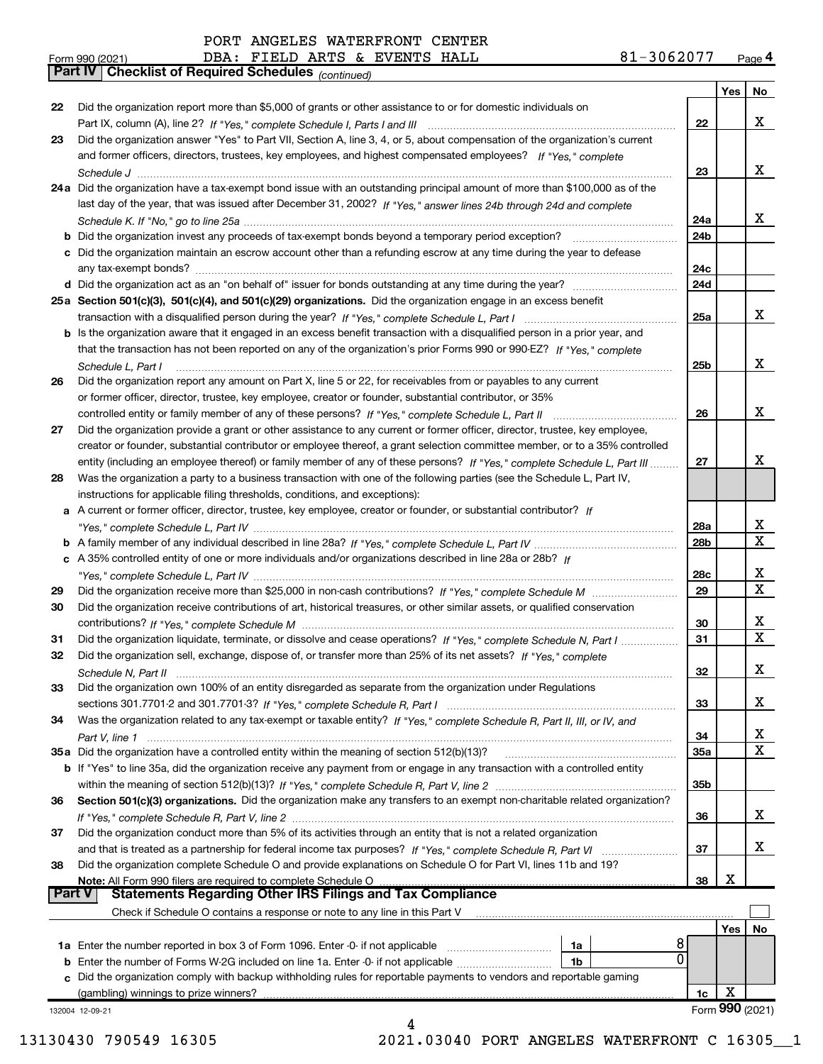PORT ANGELES WATERFRONT CENTER

Form 990 (2021) DBA: FIELD ARTS & EVENTS HALL 81-3062077 Page 4

**Part IV Checklist of Required Schedules** *(continued)*

| | | | Yes | No |
|---|---|---|---|---|
| 22 | Did the organization report more than $5,000 of grants or other assistance to or for domestic individuals on Part IX, column (A), line 2? *If "Yes," complete Schedule I, Parts I and III* | 22 | | X |
| 23 | Did the organization answer "Yes" to Part VII, Section A, line 3, 4, or 5, about compensation of the organization's current and former officers, directors, trustees, key employees, and highest compensated employees? *If "Yes," complete Schedule J* | 23 | | X |
| 24a | Did the organization have a tax-exempt bond issue with an outstanding principal amount of more than $100,000 as of the last day of the year, that was issued after December 31, 2002? *If "Yes," answer lines 24b through 24d and complete Schedule K. If "No," go to line 25a* | 24a | | X |
| b | Did the organization invest any proceeds of tax-exempt bonds beyond a temporary period exception? | 24b | | |
| c | Did the organization maintain an escrow account other than a refunding escrow at any time during the year to defease any tax-exempt bonds? | 24c | | |
| d | Did the organization act as an "on behalf of" issuer for bonds outstanding at any time during the year? | 24d | | |
| 25a | **Section 501(c)(3), 501(c)(4), and 501(c)(29) organizations.** Did the organization engage in an excess benefit transaction with a disqualified person during the year? *If "Yes," complete Schedule L, Part I* | 25a | | X |
| b | Is the organization aware that it engaged in an excess benefit transaction with a disqualified person in a prior year, and that the transaction has not been reported on any of the organization's prior Forms 990 or 990-EZ? *If "Yes," complete Schedule L, Part I* | 25b | | X |
| 26 | Did the organization report any amount on Part X, line 5 or 22, for receivables from or payables to any current or former officer, director, trustee, key employee, creator or founder, substantial contributor, or 35% controlled entity or family member of any of these persons? *If "Yes," complete Schedule L, Part II* | 26 | | X |
| 27 | Did the organization provide a grant or other assistance to any current or former officer, director, trustee, key employee, creator or founder, substantial contributor or employee thereof, a grant selection committee member, or to a 35% controlled entity (including an employee thereof) or family member of any of these persons? *If "Yes," complete Schedule L, Part III* | 27 | | X |
| 28 | Was the organization a party to a business transaction with one of the following parties (see the Schedule L, Part IV, instructions for applicable filing thresholds, conditions, and exceptions): | | | |
| a | A current or former officer, director, trustee, key employee, creator or founder, or substantial contributor? *If "Yes," complete Schedule L, Part IV* | 28a | | X |
| b | A family member of any individual described in line 28a? *If "Yes," complete Schedule L, Part IV* | 28b | | X |
| c | A 35% controlled entity of one or more individuals and/or organizations described in line 28a or 28b? *If "Yes," complete Schedule L, Part IV* | 28c | | X |
| 29 | Did the organization receive more than $25,000 in non-cash contributions? *If "Yes," complete Schedule M* | 29 | | X |
| 30 | Did the organization receive contributions of art, historical treasures, or other similar assets, or qualified conservation contributions? *If "Yes," complete Schedule M* | 30 | | X |
| 31 | Did the organization liquidate, terminate, or dissolve and cease operations? *If "Yes," complete Schedule N, Part I* | 31 | | X |
| 32 | Did the organization sell, exchange, dispose of, or transfer more than 25% of its net assets? *If "Yes," complete Schedule N, Part II* | 32 | | X |
| 33 | Did the organization own 100% of an entity disregarded as separate from the organization under Regulations sections 301.7701-2 and 301.7701-3? *If "Yes," complete Schedule R, Part I* | 33 | | X |
| 34 | Was the organization related to any tax-exempt or taxable entity? *If "Yes," complete Schedule R, Part II, III, or IV, and Part V, line 1* | 34 | | X |
| 35a | Did the organization have a controlled entity within the meaning of section 512(b)(13)? | 35a | | X |
| b | If "Yes" to line 35a, did the organization receive any payment from or engage in any transaction with a controlled entity within the meaning of section 512(b)(13)? *If "Yes," complete Schedule R, Part V, line 2* | 35b | | |
| 36 | **Section 501(c)(3) organizations.** Did the organization make any transfers to an exempt non-charitable related organization? *If "Yes," complete Schedule R, Part V, line 2* | 36 | | X |
| 37 | Did the organization conduct more than 5% of its activities through an entity that is not a related organization and that is treated as a partnership for federal income tax purposes? *If "Yes," complete Schedule R, Part VI* | 37 | | X |
| 38 | Did the organization complete Schedule O and provide explanations on Schedule O for Part VI, lines 11b and 19? **Note:** All Form 990 filers are required to complete Schedule O | 38 | X | |

**Part V Statements Regarding Other IRS Filings and Tax Compliance**

Check if Schedule O contains a response or note to any line in this Part V ☐

| | | | | | Yes | No |
|---|---|---|---|---|---|---|
| 1a | Enter the number reported in box 3 of Form 1096. Enter -0- if not applicable | 1a | 8 | | | |
| b | Enter the number of Forms W-2G included on line 1a. Enter -0- if not applicable | 1b | 0 | | | |
| c | Did the organization comply with backup withholding rules for reportable payments to vendors and reportable gaming (gambling) winnings to prize winners? | | | 1c | X | |

132004 12-09-21

Form **990** (2021)

13130430 790549 16305 2021.03040 PORT ANGELES WATERFRONT C 16305__1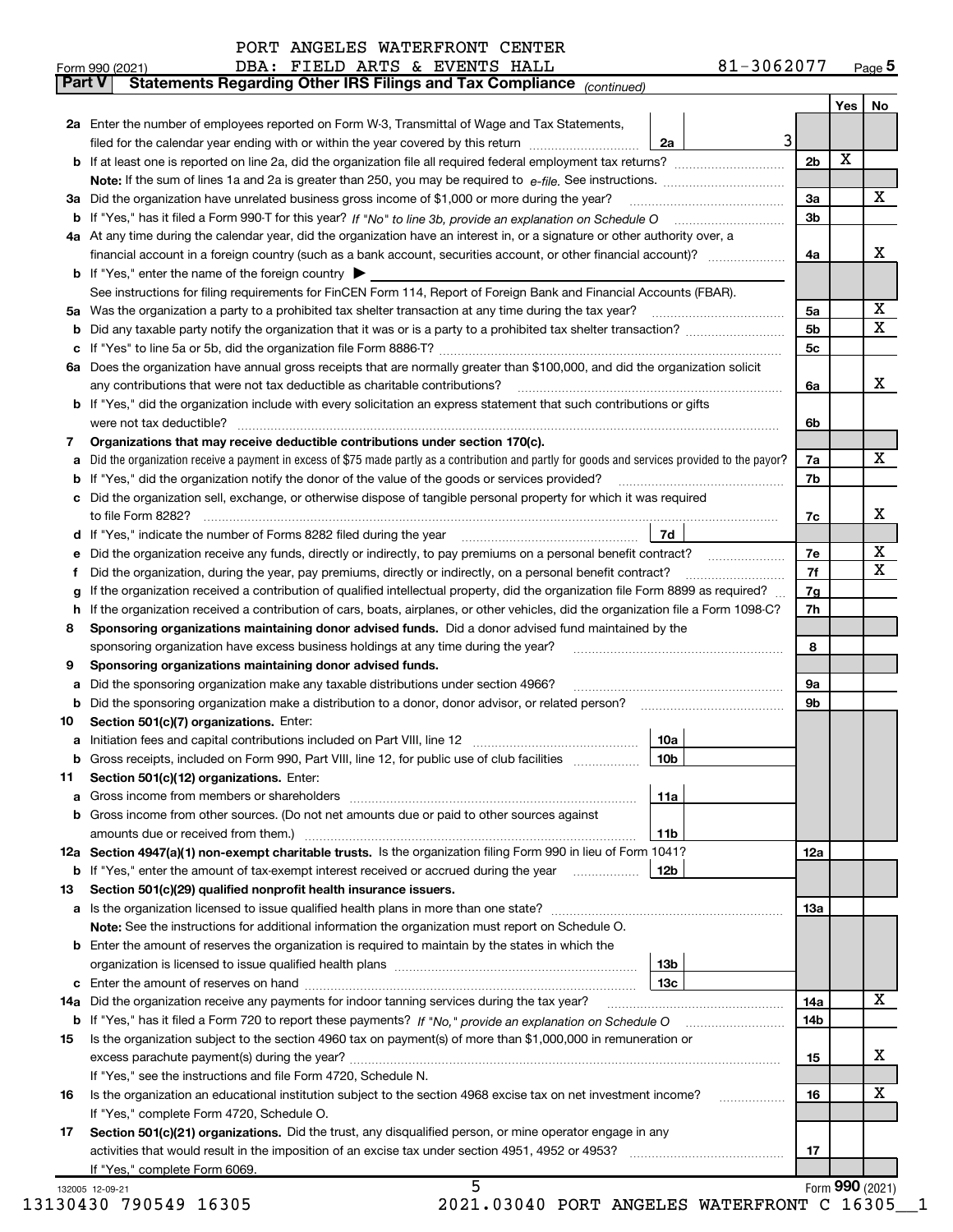PORT ANGELES WATERFRONT CENTER

Form 990 (2021) DBA: FIELD ARTS & EVENTS HALL 81-3062077 Page 5

**Part V Statements Regarding Other IRS Filings and Tax Compliance** *(continued)*

| | | | | | Yes | No |
|---|---|---|---|---|---|---|
| **2a** | Enter the number of employees reported on Form W-3, Transmittal of Wage and Tax Statements, filed for the calendar year ending with or within the year covered by this return | 2a | 3 | | | |
| **b** | If at least one is reported on line 2a, did the organization file all required federal employment tax returns? | | | 2b | X | |
| | **Note:** If the sum of lines 1a and 2a is greater than 250, you may be required to *e-file*. See instructions. | | | | | |
| **3a** | Did the organization have unrelated business gross income of $1,000 or more during the year? | | | 3a | | X |
| **b** | If "Yes," has it filed a Form 990-T for this year? *If "No" to line 3b, provide an explanation on Schedule O* | | | 3b | | |
| **4a** | At any time during the calendar year, did the organization have an interest in, or a signature or other authority over, a financial account in a foreign country (such as a bank account, securities account, or other financial account)? | | | 4a | | X |
| **b** | If "Yes," enter the name of the foreign country ▶ | | | | | |
| | See instructions for filing requirements for FinCEN Form 114, Report of Foreign Bank and Financial Accounts (FBAR). | | | | | |
| **5a** | Was the organization a party to a prohibited tax shelter transaction at any time during the tax year? | | | 5a | | X |
| **b** | Did any taxable party notify the organization that it was or is a party to a prohibited tax shelter transaction? | | | 5b | | X |
| **c** | If "Yes" to line 5a or 5b, did the organization file Form 8886-T? | | | 5c | | |
| **6a** | Does the organization have annual gross receipts that are normally greater than $100,000, and did the organization solicit any contributions that were not tax deductible as charitable contributions? | | | 6a | | X |
| **b** | If "Yes," did the organization include with every solicitation an express statement that such contributions or gifts were not tax deductible? | | | 6b | | |
| **7** | **Organizations that may receive deductible contributions under section 170(c).** | | | | | |
| **a** | Did the organization receive a payment in excess of $75 made partly as a contribution and partly for goods and services provided to the payor? | | | 7a | | X |
| **b** | If "Yes," did the organization notify the donor of the value of the goods or services provided? | | | 7b | | |
| **c** | Did the organization sell, exchange, or otherwise dispose of tangible personal property for which it was required to file Form 8282? | | | 7c | | X |
| **d** | If "Yes," indicate the number of Forms 8282 filed during the year | 7d | | | | |
| **e** | Did the organization receive any funds, directly or indirectly, to pay premiums on a personal benefit contract? | | | 7e | | X |
| **f** | Did the organization, during the year, pay premiums, directly or indirectly, on a personal benefit contract? | | | 7f | | X |
| **g** | If the organization received a contribution of qualified intellectual property, did the organization file Form 8899 as required? | | | 7g | | |
| **h** | If the organization received a contribution of cars, boats, airplanes, or other vehicles, did the organization file a Form 1098-C? | | | 7h | | |
| **8** | **Sponsoring organizations maintaining donor advised funds.** Did a donor advised fund maintained by the sponsoring organization have excess business holdings at any time during the year? | | | 8 | | |
| **9** | **Sponsoring organizations maintaining donor advised funds.** | | | | | |
| **a** | Did the sponsoring organization make any taxable distributions under section 4966? | | | 9a | | |
| **b** | Did the sponsoring organization make a distribution to a donor, donor advisor, or related person? | | | 9b | | |
| **10** | **Section 501(c)(7) organizations.** Enter: | | | | | |
| **a** | Initiation fees and capital contributions included on Part VIII, line 12 | 10a | | | | |
| **b** | Gross receipts, included on Form 990, Part VIII, line 12, for public use of club facilities | 10b | | | | |
| **11** | **Section 501(c)(12) organizations.** Enter: | | | | | |
| **a** | Gross income from members or shareholders | 11a | | | | |
| **b** | Gross income from other sources. (Do not net amounts due or paid to other sources against amounts due or received from them.) | 11b | | | | |
| **12a** | **Section 4947(a)(1) non-exempt charitable trusts.** Is the organization filing Form 990 in lieu of Form 1041? | | | 12a | | |
| **b** | If "Yes," enter the amount of tax-exempt interest received or accrued during the year | 12b | | | | |
| **13** | **Section 501(c)(29) qualified nonprofit health insurance issuers.** | | | | | |
| **a** | Is the organization licensed to issue qualified health plans in more than one state? | | | 13a | | |
| | **Note:** See the instructions for additional information the organization must report on Schedule O. | | | | | |
| **b** | Enter the amount of reserves the organization is required to maintain by the states in which the organization is licensed to issue qualified health plans | 13b | | | | |
| **c** | Enter the amount of reserves on hand | 13c | | | | |
| **14a** | Did the organization receive any payments for indoor tanning services during the tax year? | | | 14a | | X |
| **b** | If "Yes," has it filed a Form 720 to report these payments? *If "No," provide an explanation on Schedule O* | | | 14b | | |
| **15** | Is the organization subject to the section 4960 tax on payment(s) of more than $1,000,000 in remuneration or excess parachute payment(s) during the year? | | | 15 | | X |
| | If "Yes," see the instructions and file Form 4720, Schedule N. | | | | | |
| **16** | Is the organization an educational institution subject to the section 4968 excise tax on net investment income? | | | 16 | | X |
| | If "Yes," complete Form 4720, Schedule O. | | | | | |
| **17** | **Section 501(c)(21) organizations.** Did the trust, any disqualified person, or mine operator engage in any activities that would result in the imposition of an excise tax under section 4951, 4952 or 4953? | | | 17 | | |
| | If "Yes," complete Form 6069. | | | | | |

Form **990** (2021)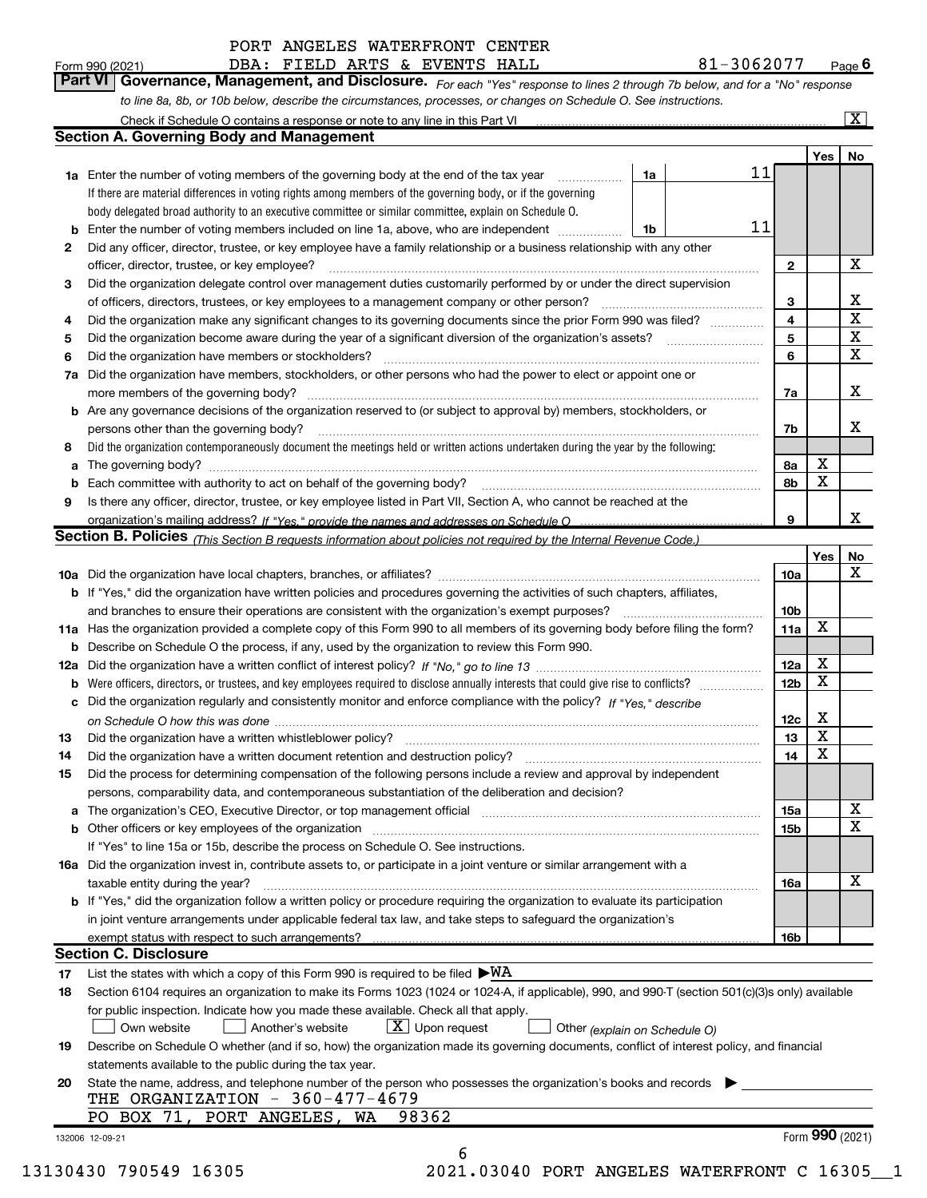PORT ANGELES WATERFRONT CENTER
Form 990 (2021) DBA: FIELD ARTS & EVENTS HALL 81-3062077 Page 6

**Part VI Governance, Management, and Disclosure.** *For each "Yes" response to lines 2 through 7b below, and for a "No" response to line 8a, 8b, or 10b below, describe the circumstances, processes, or changes on Schedule O. See instructions.*

Check if Schedule O contains a response or note to any line in this Part VI ... [X]

## Section A. Governing Body and Management

| | | | | | Yes | No |
|---|---|---|---|---|---|---|
| **1a** | Enter the number of voting members of the governing body at the end of the tax year. If there are material differences in voting rights among members of the governing body, or if the governing body delegated broad authority to an executive committee or similar committee, explain on Schedule O. | 1a | 11 | | | |
| **b** | Enter the number of voting members included on line 1a, above, who are independent | 1b | 11 | | | |
| **2** | Did any officer, director, trustee, or key employee have a family relationship or a business relationship with any other officer, director, trustee, or key employee? | | | 2 | | X |
| **3** | Did the organization delegate control over management duties customarily performed by or under the direct supervision of officers, directors, trustees, or key employees to a management company or other person? | | | 3 | | X |
| **4** | Did the organization make any significant changes to its governing documents since the prior Form 990 was filed? | | | 4 | | X |
| **5** | Did the organization become aware during the year of a significant diversion of the organization's assets? | | | 5 | | X |
| **6** | Did the organization have members or stockholders? | | | 6 | | X |
| **7a** | Did the organization have members, stockholders, or other persons who had the power to elect or appoint one or more members of the governing body? | | | 7a | | X |
| **b** | Are any governance decisions of the organization reserved to (or subject to approval by) members, stockholders, or persons other than the governing body? | | | 7b | | X |
| **8** | Did the organization contemporaneously document the meetings held or written actions undertaken during the year by the following: | | | | | |
| **a** | The governing body? | | | 8a | X | |
| **b** | Each committee with authority to act on behalf of the governing body? | | | 8b | X | |
| **9** | Is there any officer, director, trustee, or key employee listed in Part VII, Section A, who cannot be reached at the organization's mailing address? *If "Yes," provide the names and addresses on Schedule O* | | | 9 | | X |

## Section B. Policies *(This Section B requests information about policies not required by the Internal Revenue Code.)*

| | | | Yes | No |
|---|---|---|---|---|
| **10a** | Did the organization have local chapters, branches, or affiliates? | 10a | | X |
| **b** | If "Yes," did the organization have written policies and procedures governing the activities of such chapters, affiliates, and branches to ensure their operations are consistent with the organization's exempt purposes? | 10b | | |
| **11a** | Has the organization provided a complete copy of this Form 990 to all members of its governing body before filing the form? | 11a | X | |
| **b** | Describe on Schedule O the process, if any, used by the organization to review this Form 990. | | | |
| **12a** | Did the organization have a written conflict of interest policy? *If "No," go to line 13* | 12a | X | |
| **b** | Were officers, directors, or trustees, and key employees required to disclose annually interests that could give rise to conflicts? | 12b | X | |
| **c** | Did the organization regularly and consistently monitor and enforce compliance with the policy? *If "Yes," describe on Schedule O how this was done* | 12c | X | |
| **13** | Did the organization have a written whistleblower policy? | 13 | X | |
| **14** | Did the organization have a written document retention and destruction policy? | 14 | X | |
| **15** | Did the process for determining compensation of the following persons include a review and approval by independent persons, comparability data, and contemporaneous substantiation of the deliberation and decision? | | | |
| **a** | The organization's CEO, Executive Director, or top management official | 15a | | X |
| **b** | Other officers or key employees of the organization. If "Yes" to line 15a or 15b, describe the process on Schedule O. See instructions. | 15b | | X |
| **16a** | Did the organization invest in, contribute assets to, or participate in a joint venture or similar arrangement with a taxable entity during the year? | 16a | | X |
| **b** | If "Yes," did the organization follow a written policy or procedure requiring the organization to evaluate its participation in joint venture arrangements under applicable federal tax law, and take steps to safeguard the organization's exempt status with respect to such arrangements? | 16b | | |

## Section C. Disclosure

**17** List the states with which a copy of this Form 990 is required to be filed ▶WA

**18** Section 6104 requires an organization to make its Forms 1023 (1024 or 1024-A, if applicable), 990, and 990-T (section 501(c)(3)s only) available for public inspection. Indicate how you made these available. Check all that apply.

[ ] Own website [ ] Another's website [X] Upon request [ ] Other *(explain on Schedule O)*

**19** Describe on Schedule O whether (and if so, how) the organization made its governing documents, conflict of interest policy, and financial statements available to the public during the tax year.

**20** State the name, address, and telephone number of the person who possesses the organization's books and records ▶

THE ORGANIZATION - 360-477-4679
PO BOX 71, PORT ANGELES, WA 98362

132006 12-09-21 Form 990 (2021)

13130430 790549 16305 2021.03040 PORT ANGELES WATERFRONT C 16305__1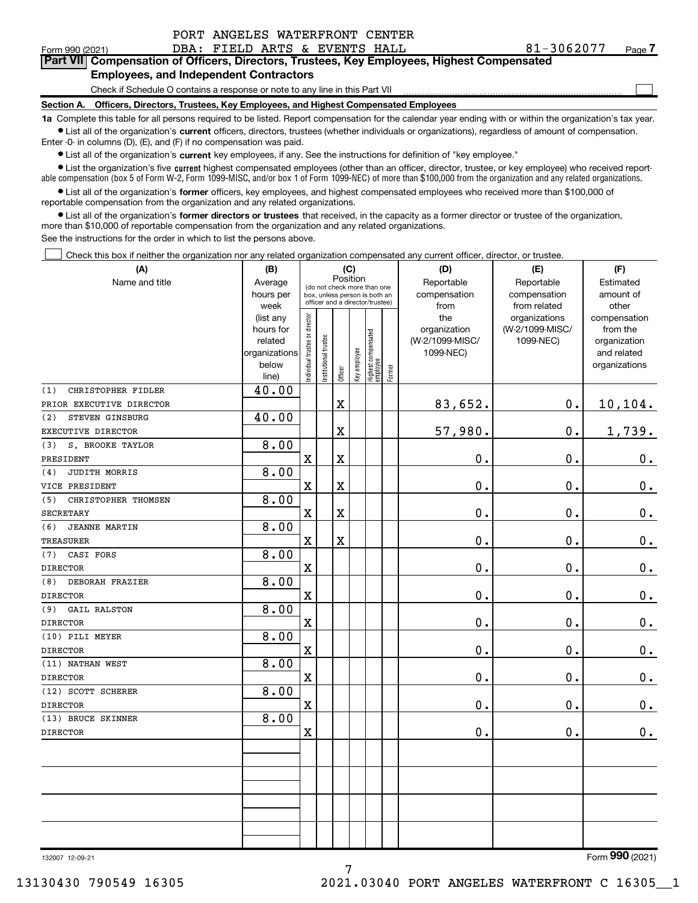PORT ANGELES WATERFRONT CENTER
DBA: FIELD ARTS & EVENTS HALL

Form 990 (2021) 81-3062077 Page 7

## Part VII Compensation of Officers, Directors, Trustees, Key Employees, Highest Compensated Employees, and Independent Contractors

Check if Schedule O contains a response or note to any line in this Part VII

### Section A. Officers, Directors, Trustees, Key Employees, and Highest Compensated Employees

**1a** Complete this table for all persons required to be listed. Report compensation for the calendar year ending with or within the organization's tax year.

- List all of the organization's **current** officers, directors, trustees (whether individuals or organizations), regardless of amount of compensation. Enter -0- in columns (D), (E), and (F) if no compensation was paid.
- List all of the organization's **current** key employees, if any. See the instructions for definition of "key employee."
- List the organization's five **current** highest compensated employees (other than an officer, director, trustee, or key employee) who received reportable compensation (box 5 of Form W-2, Form 1099-MISC, and/or box 1 of Form 1099-NEC) of more than $100,000 from the organization and any related organizations.
- List all of the organization's **former** officers, key employees, and highest compensated employees who received more than $100,000 of reportable compensation from the organization and any related organizations.
- List all of the organization's **former directors or trustees** that received, in the capacity as a former director or trustee of the organization, more than $10,000 of reportable compensation from the organization and any related organizations.

See the instructions for the order in which to list the persons above.

Check this box if neither the organization nor any related organization compensated any current officer, director, or trustee.

| (A) Name and title | (B) Average hours per week (list any hours for related organizations below line) | (C) Position: Individual trustee or director | Institutional trustee | Officer | Key employee | Highest compensated employee | Former | (D) Reportable compensation from the organization (W-2/1099-MISC/ 1099-NEC) | (E) Reportable compensation from related organizations (W-2/1099-MISC/ 1099-NEC) | (F) Estimated amount of other compensation from the organization and related organizations |
|---|---|---|---|---|---|---|---|---|---|---|
| (1) CHRISTOPHER FIDLER<br>PRIOR EXECUTIVE DIRECTOR | 40.00 | | | X | | | | 83,652. | 0. | 10,104. |
| (2) STEVEN GINSBURG<br>EXECUTIVE DIRECTOR | 40.00 | | | X | | | | 57,980. | 0. | 1,739. |
| (3) S. BROOKE TAYLOR<br>PRESIDENT | 8.00 | X | | X | | | | 0. | 0. | 0. |
| (4) JUDITH MORRIS<br>VICE PRESIDENT | 8.00 | X | | X | | | | 0. | 0. | 0. |
| (5) CHRISTOPHER THOMSEN<br>SECRETARY | 8.00 | X | | X | | | | 0. | 0. | 0. |
| (6) JEANNE MARTIN<br>TREASURER | 8.00 | X | | X | | | | 0. | 0. | 0. |
| (7) CASI FORS<br>DIRECTOR | 8.00 | X | | | | | | 0. | 0. | 0. |
| (8) DEBORAH FRAZIER<br>DIRECTOR | 8.00 | X | | | | | | 0. | 0. | 0. |
| (9) GAIL RALSTON<br>DIRECTOR | 8.00 | X | | | | | | 0. | 0. | 0. |
| (10) PILI MEYER<br>DIRECTOR | 8.00 | X | | | | | | 0. | 0. | 0. |
| (11) NATHAN WEST<br>DIRECTOR | 8.00 | X | | | | | | 0. | 0. | 0. |
| (12) SCOTT SCHERER<br>DIRECTOR | 8.00 | X | | | | | | 0. | 0. | 0. |
| (13) BRUCE SKINNER<br>DIRECTOR | 8.00 | X | | | | | | 0. | 0. | 0. |

132007 12-09-21

Form 990 (2021)

13130430 790549 16305 2021.03040 PORT ANGELES WATERFRONT C 16305__1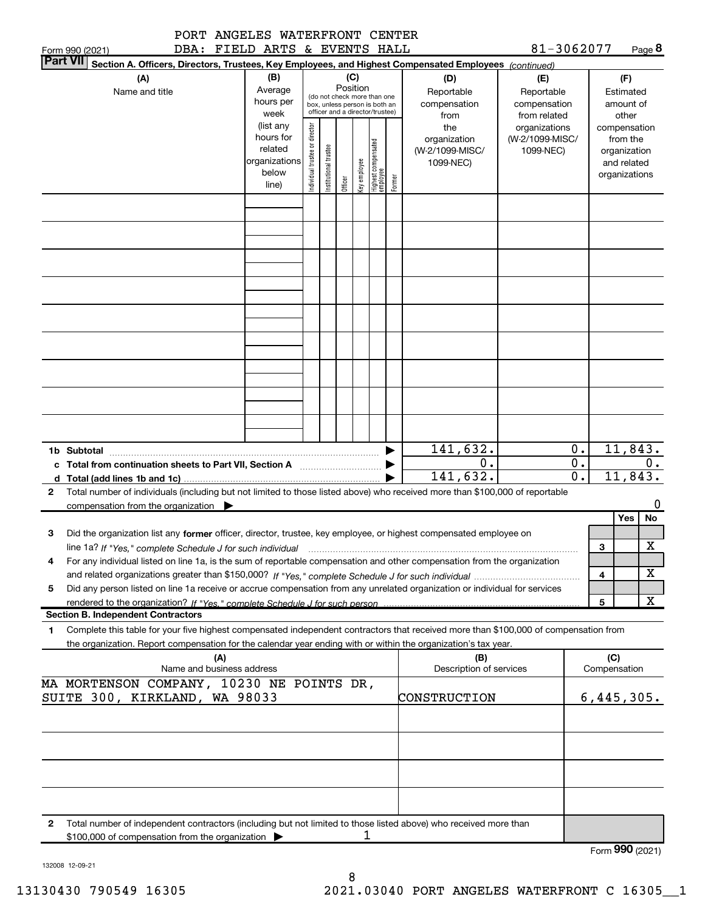PORT ANGELES WATERFRONT CENTER
DBA: FIELD ARTS & EVENTS HALL

Form 990 (2021) 81-3062077 Page 8

**Part VII** **Section A. Officers, Directors, Trustees, Key Employees, and Highest Compensated Employees** *(continued)*

| (A) Name and title | (B) Average hours per week (list any hours for related organizations below line) | (C) Position (do not check more than one box, unless person is both an officer and a director/trustee): Individual trustee or director | Institutional trustee | Officer | Key employee | Highest compensated employee | Former | (D) Reportable compensation from the organization (W-2/1099-MISC/1099-NEC) | (E) Reportable compensation from related organizations (W-2/1099-MISC/1099-NEC) | (F) Estimated amount of other compensation from the organization and related organizations |
|---|---|---|---|---|---|---|---|---|---|---|
| | | | | | | | | | | |
| | | | | | | | | | | |
| | | | | | | | | | | |
| | | | | | | | | | | |
| | | | | | | | | | | |
| | | | | | | | | | | |
| | | | | | | | | | | |
| | | | | | | | | | | |
| | | | | | | | | | | |
| **1b Subtotal** | | | | | | | | 141,632. | 0. | 11,843. |
| **c Total from continuation sheets to Part VII, Section A** | | | | | | | | 0. | 0. | 0. |
| **d Total (add lines 1b and 1c)** | | | | | | | | 141,632. | 0. | 11,843. |

**2** Total number of individuals (including but not limited to those listed above) who received more than $100,000 of reportable compensation from the organization ▶ 0

| | | Yes | No |
|---|---|---|---|
| **3** Did the organization list any **former** officer, director, trustee, key employee, or highest compensated employee on line 1a? *If "Yes," complete Schedule J for such individual* | 3 | | X |
| **4** For any individual listed on line 1a, is the sum of reportable compensation and other compensation from the organization and related organizations greater than $150,000? *If "Yes," complete Schedule J for such individual* | 4 | | X |
| **5** Did any person listed on line 1a receive or accrue compensation from any unrelated organization or individual for services rendered to the organization? *If "Yes," complete Schedule J for such person* | 5 | | X |

**Section B. Independent Contractors**

**1** Complete this table for your five highest compensated independent contractors that received more than $100,000 of compensation from the organization. Report compensation for the calendar year ending with or within the organization's tax year.

| (A) Name and business address | (B) Description of services | (C) Compensation |
|---|---|---|
| MA MORTENSON COMPANY, 10230 NE POINTS DR, SUITE 300, KIRKLAND, WA 98033 | CONSTRUCTION | 6,445,305. |
| | | |
| | | |
| | | |
| | | |

**2** Total number of independent contractors (including but not limited to those listed above) who received more than $100,000 of compensation from the organization ▶ 1

Form **990** (2021)

132008 12-09-21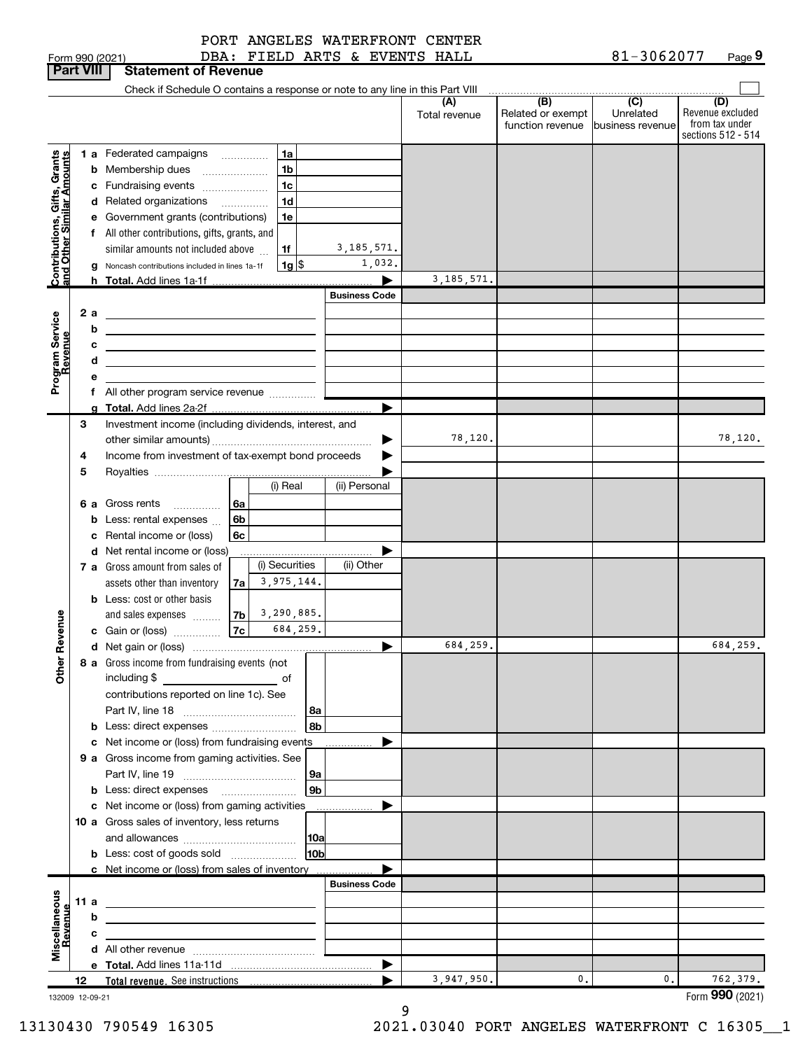PORT ANGELES WATERFRONT CENTER
DBA: FIELD ARTS & EVENTS HALL

Form 990 (2021) 81-3062077 Page 9

## Part VIII Statement of Revenue

Check if Schedule O contains a response or note to any line in this Part VIII

| | | | (A) Total revenue | (B) Related or exempt function revenue | (C) Unrelated business revenue | (D) Revenue excluded from tax under sections 512 - 514 |
|---|---|---|---|---|---|---|
| **Contributions, Gifts, Grants and Other Similar Amounts** | 1 a Federated campaigns | 1a | | | | |
| | b Membership dues | 1b | | | | |
| | c Fundraising events | 1c | | | | |
| | d Related organizations | 1d | | | | |
| | e Government grants (contributions) | 1e | | | | |
| | f All other contributions, gifts, grants, and similar amounts not included above | 1f 3,185,571. | | | | |
| | g Noncash contributions included in lines 1a-1f | 1g $ 1,032. | | | | |
| | h **Total.** Add lines 1a-1f | | 3,185,571. | | | |
| **Program Service Revenue** | | Business Code | | | | |
| | 2 a | | | | | |
| | b | | | | | |
| | c | | | | | |
| | d | | | | | |
| | e | | | | | |
| | f All other program service revenue | | | | | |
| | g **Total.** Add lines 2a-2f | | | | | |
| **Other Revenue** | 3 Investment income (including dividends, interest, and other similar amounts) | | 78,120. | | | 78,120. |
| | 4 Income from investment of tax-exempt bond proceeds | | | | | |
| | 5 Royalties | | | | | |
| | 6 a Gross rents | 6a (i) Real / (ii) Personal | | | | |
| | b Less: rental expenses | 6b | | | | |
| | c Rental income or (loss) | 6c | | | | |
| | d Net rental income or (loss) | | | | | |
| | 7 a Gross amount from sales of assets other than inventory | 7a (i) Securities 3,975,144. / (ii) Other | | | | |
| | b Less: cost or other basis and sales expenses | 7b (i) Securities 3,290,885. | | | | |
| | c Gain or (loss) | 7c (i) Securities 684,259. | | | | |
| | d Net gain or (loss) | | 684,259. | | | 684,259. |
| | 8 a Gross income from fundraising events (not including $ ____ of contributions reported on line 1c). See Part IV, line 18 | 8a | | | | |
| | b Less: direct expenses | 8b | | | | |
| | c Net income or (loss) from fundraising events | | | | | |
| | 9 a Gross income from gaming activities. See Part IV, line 19 | 9a | | | | |
| | b Less: direct expenses | 9b | | | | |
| | c Net income or (loss) from gaming activities | | | | | |
| | 10 a Gross sales of inventory, less returns and allowances | 10a | | | | |
| | b Less: cost of goods sold | 10b | | | | |
| | c Net income or (loss) from sales of inventory | | | | | |
| **Miscellaneous Revenue** | | Business Code | | | | |
| | 11 a | | | | | |
| | b | | | | | |
| | c | | | | | |
| | d All other revenue | | | | | |
| | e **Total.** Add lines 11a-11d | | | | | |
| | 12 **Total revenue.** See instructions | | 3,947,950. | 0. | 0. | 762,379. |

132009 12-09-21

Form **990** (2021)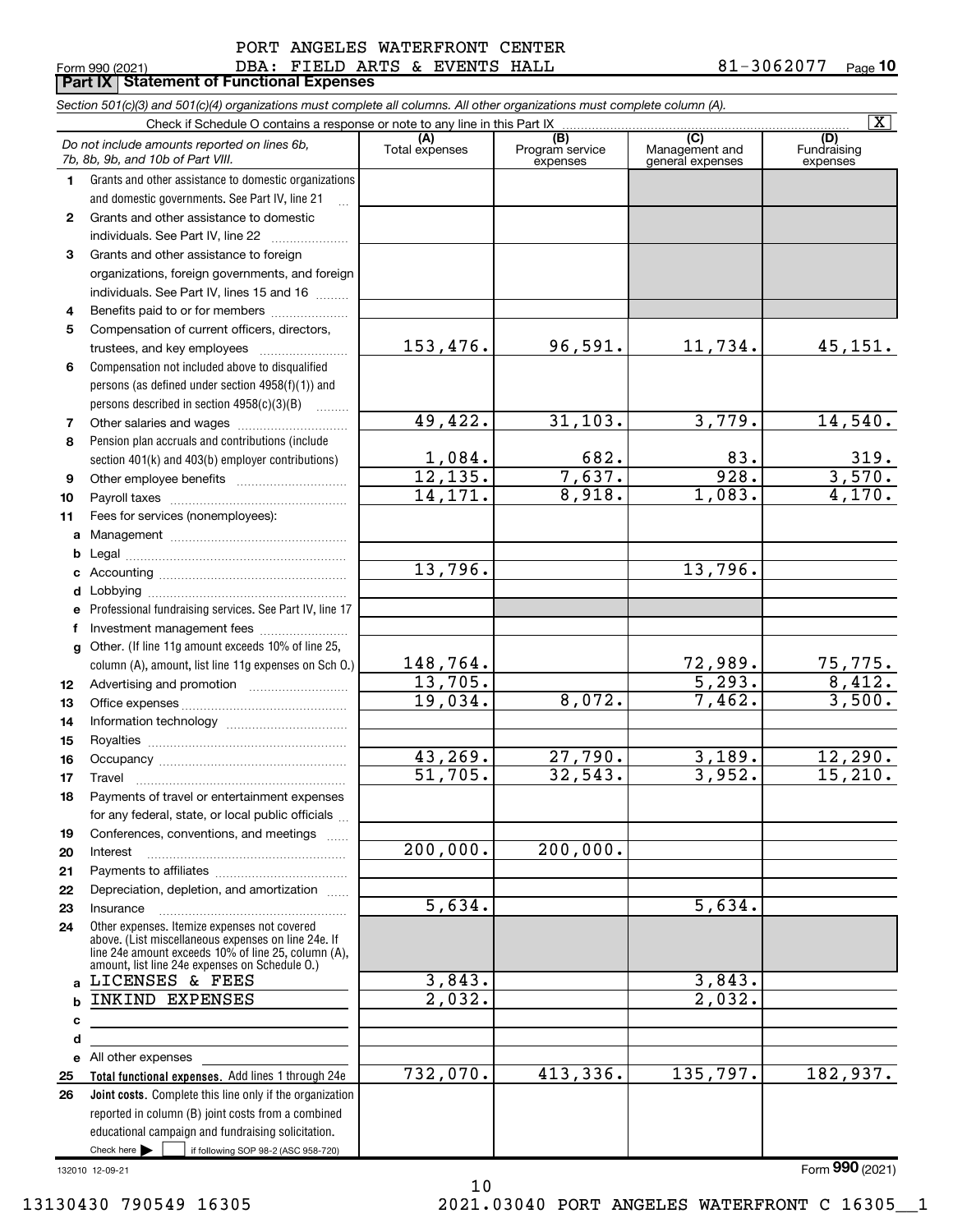PORT ANGELES WATERFRONT CENTER

Form 990 (2021) DBA: FIELD ARTS & EVENTS HALL 81-3062077 Page 10

## Part IX Statement of Functional Expenses

*Section 501(c)(3) and 501(c)(4) organizations must complete all columns. All other organizations must complete column (A).*

Check if Schedule O contains a response or note to any line in this Part IX [X]

| Do not include amounts reported on lines 6b, 7b, 8b, 9b, and 10b of Part VIII. | (A) Total expenses | (B) Program service expenses | (C) Management and general expenses | (D) Fundraising expenses |
|---|---|---|---|---|
| 1 Grants and other assistance to domestic organizations and domestic governments. See Part IV, line 21 | | | | |
| 2 Grants and other assistance to domestic individuals. See Part IV, line 22 | | | | |
| 3 Grants and other assistance to foreign organizations, foreign governments, and foreign individuals. See Part IV, lines 15 and 16 | | | | |
| 4 Benefits paid to or for members | | | | |
| 5 Compensation of current officers, directors, trustees, and key employees | 153,476. | 96,591. | 11,734. | 45,151. |
| 6 Compensation not included above to disqualified persons (as defined under section 4958(f)(1)) and persons described in section 4958(c)(3)(B) | | | | |
| 7 Other salaries and wages | 49,422. | 31,103. | 3,779. | 14,540. |
| 8 Pension plan accruals and contributions (include section 401(k) and 403(b) employer contributions) | 1,084. | 682. | 83. | 319. |
| 9 Other employee benefits | 12,135. | 7,637. | 928. | 3,570. |
| 10 Payroll taxes | 14,171. | 8,918. | 1,083. | 4,170. |
| 11 Fees for services (nonemployees): | | | | |
| a Management | | | | |
| b Legal | | | | |
| c Accounting | 13,796. | | 13,796. | |
| d Lobbying | | | | |
| e Professional fundraising services. See Part IV, line 17 | | | | |
| f Investment management fees | | | | |
| g Other. (If line 11g amount exceeds 10% of line 25, column (A), amount, list line 11g expenses on Sch O.) | 148,764. | | 72,989. | 75,775. |
| 12 Advertising and promotion | 13,705. | | 5,293. | 8,412. |
| 13 Office expenses | 19,034. | 8,072. | 7,462. | 3,500. |
| 14 Information technology | | | | |
| 15 Royalties | | | | |
| 16 Occupancy | 43,269. | 27,790. | 3,189. | 12,290. |
| 17 Travel | 51,705. | 32,543. | 3,952. | 15,210. |
| 18 Payments of travel or entertainment expenses for any federal, state, or local public officials | | | | |
| 19 Conferences, conventions, and meetings | | | | |
| 20 Interest | 200,000. | 200,000. | | |
| 21 Payments to affiliates | | | | |
| 22 Depreciation, depletion, and amortization | | | | |
| 23 Insurance | 5,634. | | 5,634. | |
| 24 Other expenses. Itemize expenses not covered above. (List miscellaneous expenses on line 24e. If line 24e amount exceeds 10% of line 25, column (A), amount, list line 24e expenses on Schedule O.) | | | | |
| a LICENSES & FEES | 3,843. | | 3,843. | |
| b INKIND EXPENSES | 2,032. | | 2,032. | |
| c | | | | |
| d | | | | |
| e All other expenses | | | | |
| 25 **Total functional expenses.** Add lines 1 through 24e | 732,070. | 413,336. | 135,797. | 182,937. |
| 26 **Joint costs.** Complete this line only if the organization reported in column (B) joint costs from a combined educational campaign and fundraising solicitation. Check here [ ] if following SOP 98-2 (ASC 958-720) | | | | |

132010 12-09-21 Form **990** (2021)

13130430 790549 16305 2021.03040 PORT ANGELES WATERFRONT C 16305__1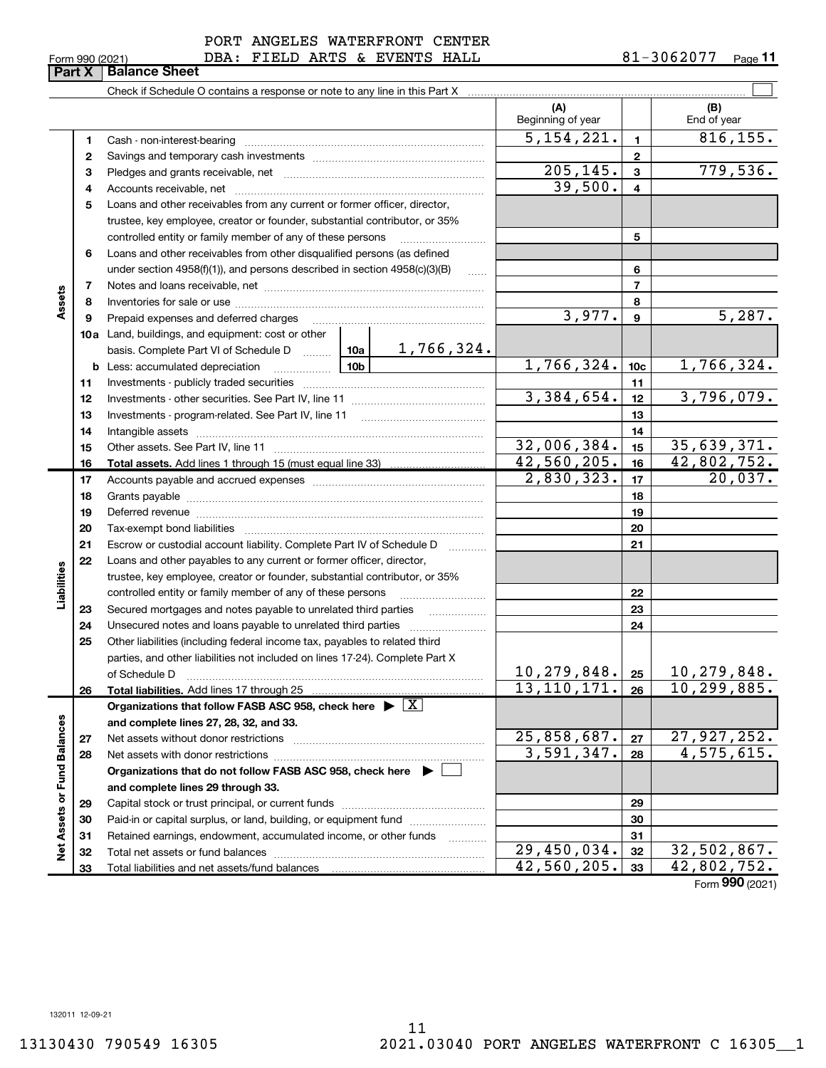PORT ANGELES WATERFRONT CENTER
DBA: FIELD ARTS & EVENTS HALL

Form 990 (2021) 81-3062077 Page 11

**Part X | Balance Sheet**

Check if Schedule O contains a response or note to any line in this Part X ☐

| | | | | | (A) Beginning of year | | (B) End of year |
|---|---|---|---|---|---|---|---|
| **Assets** | 1 | Cash - non-interest-bearing | | | 5,154,221. | 1 | 816,155. |
| | 2 | Savings and temporary cash investments | | | | 2 | |
| | 3 | Pledges and grants receivable, net | | | 205,145. | 3 | 779,536. |
| | 4 | Accounts receivable, net | | | 39,500. | 4 | |
| | 5 | Loans and other receivables from any current or former officer, director, trustee, key employee, creator or founder, substantial contributor, or 35% controlled entity or family member of any of these persons | | | | 5 | |
| | 6 | Loans and other receivables from other disqualified persons (as defined under section 4958(f)(1)), and persons described in section 4958(c)(3)(B) | | | | 6 | |
| | 7 | Notes and loans receivable, net | | | | 7 | |
| | 8 | Inventories for sale or use | | | | 8 | |
| | 9 | Prepaid expenses and deferred charges | | | 3,977. | 9 | 5,287. |
| | 10a | Land, buildings, and equipment: cost or other basis. Complete Part VI of Schedule D | 10a | 1,766,324. | | | |
| | b | Less: accumulated depreciation | 10b | | 1,766,324. | 10c | 1,766,324. |
| | 11 | Investments - publicly traded securities | | | | 11 | |
| | 12 | Investments - other securities. See Part IV, line 11 | | | 3,384,654. | 12 | 3,796,079. |
| | 13 | Investments - program-related. See Part IV, line 11 | | | | 13 | |
| | 14 | Intangible assets | | | | 14 | |
| | 15 | Other assets. See Part IV, line 11 | | | 32,006,384. | 15 | 35,639,371. |
| | 16 | **Total assets.** Add lines 1 through 15 (must equal line 33) | | | 42,560,205. | 16 | 42,802,752. |
| **Liabilities** | 17 | Accounts payable and accrued expenses | | | 2,830,323. | 17 | 20,037. |
| | 18 | Grants payable | | | | 18 | |
| | 19 | Deferred revenue | | | | 19 | |
| | 20 | Tax-exempt bond liabilities | | | | 20 | |
| | 21 | Escrow or custodial account liability. Complete Part IV of Schedule D | | | | 21 | |
| | 22 | Loans and other payables to any current or former officer, director, trustee, key employee, creator or founder, substantial contributor, or 35% controlled entity or family member of any of these persons | | | | 22 | |
| | 23 | Secured mortgages and notes payable to unrelated third parties | | | | 23 | |
| | 24 | Unsecured notes and loans payable to unrelated third parties | | | | 24 | |
| | 25 | Other liabilities (including federal income tax, payables to related third parties, and other liabilities not included on lines 17-24). Complete Part X of Schedule D | | | 10,279,848. | 25 | 10,279,848. |
| | 26 | **Total liabilities.** Add lines 17 through 25 | | | 13,110,171. | 26 | 10,299,885. |
| **Net Assets or Fund Balances** | | **Organizations that follow FASB ASC 958, check here ▶ ☒ and complete lines 27, 28, 32, and 33.** | | | | | |
| | 27 | Net assets without donor restrictions | | | 25,858,687. | 27 | 27,927,252. |
| | 28 | Net assets with donor restrictions | | | 3,591,347. | 28 | 4,575,615. |
| | | **Organizations that do not follow FASB ASC 958, check here ▶ ☐ and complete lines 29 through 33.** | | | | | |
| | 29 | Capital stock or trust principal, or current funds | | | | 29 | |
| | 30 | Paid-in or capital surplus, or land, building, or equipment fund | | | | 30 | |
| | 31 | Retained earnings, endowment, accumulated income, or other funds | | | | 31 | |
| | 32 | Total net assets or fund balances | | | 29,450,034. | 32 | 32,502,867. |
| | 33 | Total liabilities and net assets/fund balances | | | 42,560,205. | 33 | 42,802,752. |

Form **990** (2021)

132011 12-09-21

13130430 790549 16305 2021.03040 PORT ANGELES WATERFRONT C 16305__1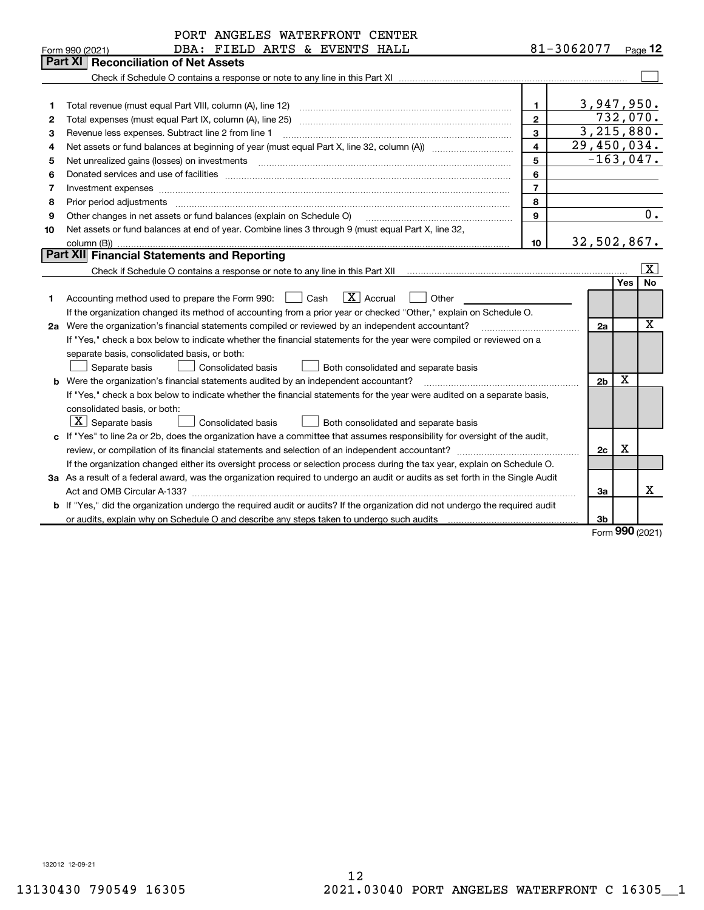PORT ANGELES WATERFRONT CENTER
DBA: FIELD ARTS & EVENTS HALL

Form 990 (2021) 81-3062077 Page 12

## Part XI Reconciliation of Net Assets

Check if Schedule O contains a response or note to any line in this Part XI ☐

| | | | |
|---|---|---|---|
| 1 | Total revenue (must equal Part VIII, column (A), line 12) | 1 | 3,947,950. |
| 2 | Total expenses (must equal Part IX, column (A), line 25) | 2 | 732,070. |
| 3 | Revenue less expenses. Subtract line 2 from line 1 | 3 | 3,215,880. |
| 4 | Net assets or fund balances at beginning of year (must equal Part X, line 32, column (A)) | 4 | 29,450,034. |
| 5 | Net unrealized gains (losses) on investments | 5 | -163,047. |
| 6 | Donated services and use of facilities | 6 | |
| 7 | Investment expenses | 7 | |
| 8 | Prior period adjustments | 8 | |
| 9 | Other changes in net assets or fund balances (explain on Schedule O) | 9 | 0. |
| 10 | Net assets or fund balances at end of year. Combine lines 3 through 9 (must equal Part X, line 32, column (B)) | 10 | 32,502,867. |

## Part XII Financial Statements and Reporting

Check if Schedule O contains a response or note to any line in this Part XII ☒

| | | | Yes | No |
|---|---|---|---|---|
| 1 | Accounting method used to prepare the Form 990: ☐ Cash ☒ Accrual ☐ Other<br>If the organization changed its method of accounting from a prior year or checked "Other," explain on Schedule O. | | | |
| 2a | Were the organization's financial statements compiled or reviewed by an independent accountant?<br>If "Yes," check a box below to indicate whether the financial statements for the year were compiled or reviewed on a separate basis, consolidated basis, or both:<br>☐ Separate basis ☐ Consolidated basis ☐ Both consolidated and separate basis | 2a | | X |
| b | Were the organization's financial statements audited by an independent accountant?<br>If "Yes," check a box below to indicate whether the financial statements for the year were audited on a separate basis, consolidated basis, or both:<br>☒ Separate basis ☐ Consolidated basis ☐ Both consolidated and separate basis | 2b | X | |
| c | If "Yes" to line 2a or 2b, does the organization have a committee that assumes responsibility for oversight of the audit, review, or compilation of its financial statements and selection of an independent accountant?<br>If the organization changed either its oversight process or selection process during the tax year, explain on Schedule O. | 2c | X | |
| 3a | As a result of a federal award, was the organization required to undergo an audit or audits as set forth in the Single Audit Act and OMB Circular A-133? | 3a | | X |
| b | If "Yes," did the organization undergo the required audit or audits? If the organization did not undergo the required audit or audits, explain why on Schedule O and describe any steps taken to undergo such audits | 3b | | |

Form 990 (2021)

132012 12-09-21

13130430 790549 16305 2021.03040 PORT ANGELES WATERFRONT C 16305__1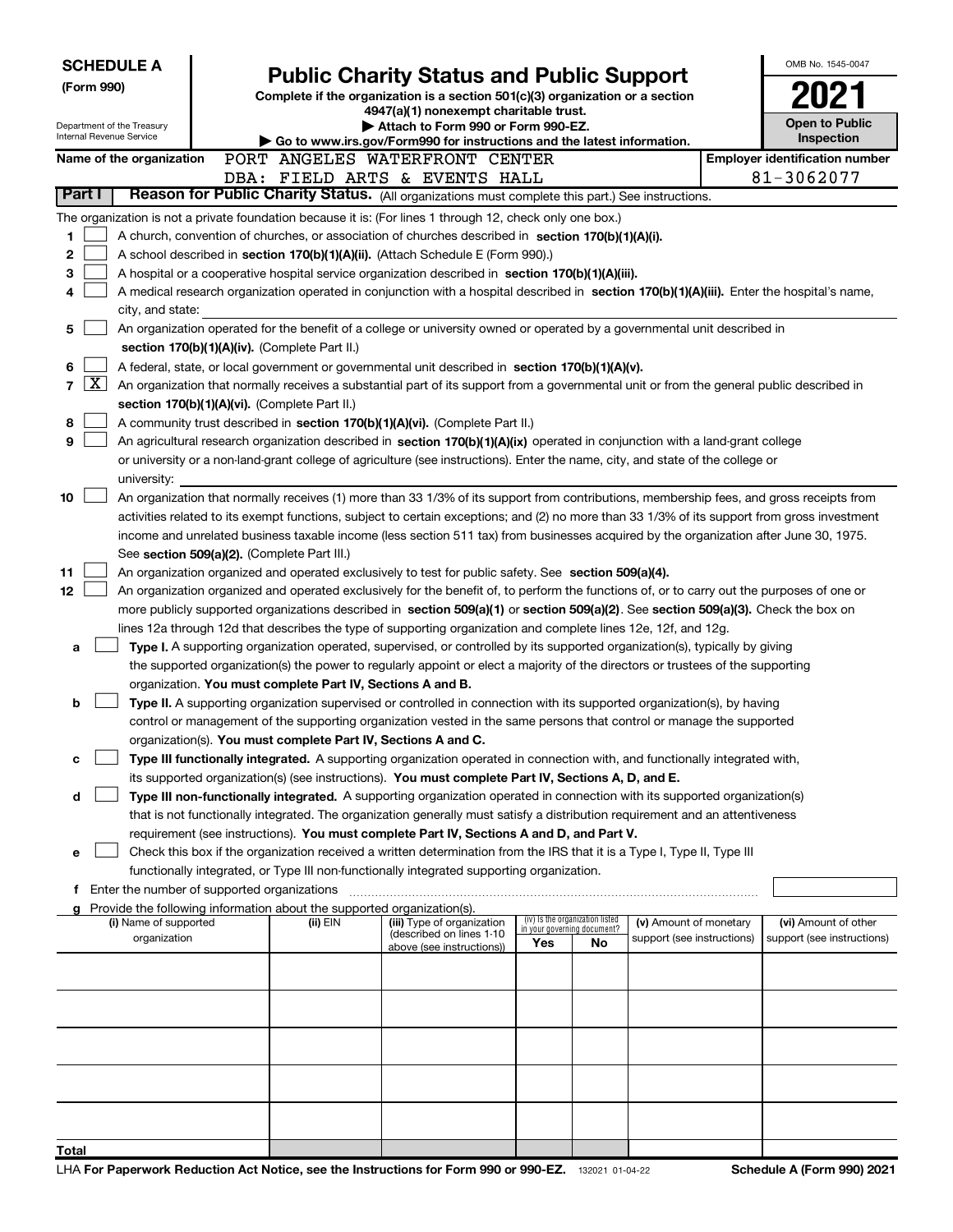**SCHEDULE A**
**(Form 990)**

Department of the Treasury
Internal Revenue Service

# Public Charity Status and Public Support

**Complete if the organization is a section 501(c)(3) organization or a section 4947(a)(1) nonexempt charitable trust.**
**▶ Attach to Form 990 or Form 990-EZ.**
**▶ Go to www.irs.gov/Form990 for instructions and the latest information.**

OMB No. 1545-0047
**2021**
**Open to Public Inspection**

**Name of the organization** PORT ANGELES WATERFRONT CENTER
DBA: FIELD ARTS & EVENTS HALL

**Employer identification number** 81-3062077

**Part I** **Reason for Public Charity Status.** (All organizations must complete this part.) See instructions.

The organization is not a private foundation because it is: (For lines 1 through 12, check only one box.)

1. [ ] A church, convention of churches, or association of churches described in **section 170(b)(1)(A)(i).**
2. [ ] A school described in **section 170(b)(1)(A)(ii).** (Attach Schedule E (Form 990).)
3. [ ] A hospital or a cooperative hospital service organization described in **section 170(b)(1)(A)(iii).**
4. [ ] A medical research organization operated in conjunction with a hospital described in **section 170(b)(1)(A)(iii).** Enter the hospital's name, city, and state:
5. [ ] An organization operated for the benefit of a college or university owned or operated by a governmental unit described in **section 170(b)(1)(A)(iv).** (Complete Part II.)
6. [ ] A federal, state, or local government or governmental unit described in **section 170(b)(1)(A)(v).**
7. [X] An organization that normally receives a substantial part of its support from a governmental unit or from the general public described in **section 170(b)(1)(A)(vi).** (Complete Part II.)
8. [ ] A community trust described in **section 170(b)(1)(A)(vi).** (Complete Part II.)
9. [ ] An agricultural research organization described in **section 170(b)(1)(A)(ix)** operated in conjunction with a land-grant college or university or a non-land-grant college of agriculture (see instructions). Enter the name, city, and state of the college or university:
10. [ ] An organization that normally receives (1) more than 33 1/3% of its support from contributions, membership fees, and gross receipts from activities related to its exempt functions, subject to certain exceptions; and (2) no more than 33 1/3% of its support from gross investment income and unrelated business taxable income (less section 511 tax) from businesses acquired by the organization after June 30, 1975. See **section 509(a)(2).** (Complete Part III.)
11. [ ] An organization organized and operated exclusively to test for public safety. See **section 509(a)(4).**
12. [ ] An organization organized and operated exclusively for the benefit of, to perform the functions of, or to carry out the purposes of one or more publicly supported organizations described in **section 509(a)(1)** or **section 509(a)(2)**. See **section 509(a)(3).** Check the box on lines 12a through 12d that describes the type of supporting organization and complete lines 12e, 12f, and 12g.
   - **a** [ ] **Type I.** A supporting organization operated, supervised, or controlled by its supported organization(s), typically by giving the supported organization(s) the power to regularly appoint or elect a majority of the directors or trustees of the supporting organization. **You must complete Part IV, Sections A and B.**
   - **b** [ ] **Type II.** A supporting organization supervised or controlled in connection with its supported organization(s), by having control or management of the supporting organization vested in the same persons that control or manage the supported organization(s). **You must complete Part IV, Sections A and C.**
   - **c** [ ] **Type III functionally integrated.** A supporting organization operated in connection with, and functionally integrated with, its supported organization(s) (see instructions). **You must complete Part IV, Sections A, D, and E.**
   - **d** [ ] **Type III non-functionally integrated.** A supporting organization operated in connection with its supported organization(s) that is not functionally integrated. The organization generally must satisfy a distribution requirement and an attentiveness requirement (see instructions). **You must complete Part IV, Sections A and D, and Part V.**
   - **e** [ ] Check this box if the organization received a written determination from the IRS that it is a Type I, Type II, Type III functionally integrated, or Type III non-functionally integrated supporting organization.
   - **f** Enter the number of supported organizations
   - **g** Provide the following information about the supported organization(s).

| (i) Name of supported organization | (ii) EIN | (iii) Type of organization (described on lines 1-10 above (see instructions)) | (iv) Is the organization listed in your governing document? Yes | No | (v) Amount of monetary support (see instructions) | (vi) Amount of other support (see instructions) |
|---|---|---|---|---|---|---|
| | | | | | | |
| | | | | | | |
| | | | | | | |
| | | | | | | |
| | | | | | | |
| **Total** | | | | | | |

LHA **For Paperwork Reduction Act Notice, see the Instructions for Form 990 or 990-EZ.** 132021 01-04-22 **Schedule A (Form 990) 2021**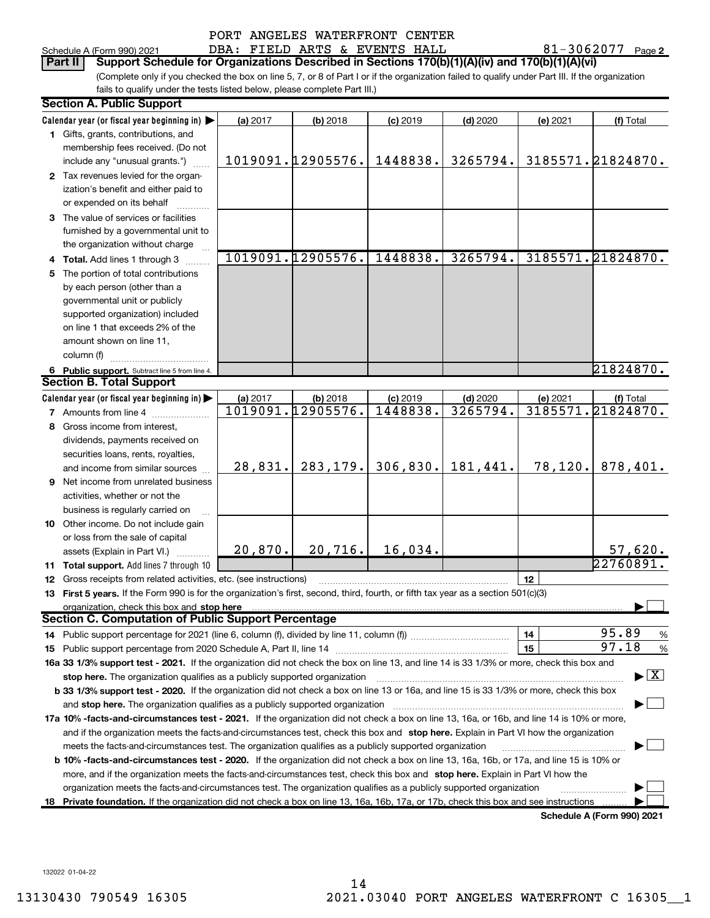PORT ANGELES WATERFRONT CENTER
DBA: FIELD ARTS & EVENTS HALL

Schedule A (Form 990) 2021 — 81-3062077 Page 2

**Part II — Support Schedule for Organizations Described in Sections 170(b)(1)(A)(iv) and 170(b)(1)(A)(vi)**

(Complete only if you checked the box on line 5, 7, or 8 of Part I or if the organization failed to qualify under Part III. If the organization fails to qualify under the tests listed below, please complete Part III.)

## Section A. Public Support

| Calendar year (or fiscal year beginning in) ▶ | (a) 2017 | (b) 2018 | (c) 2019 | (d) 2020 | (e) 2021 | (f) Total |
|---|---|---|---|---|---|---|
| 1 Gifts, grants, contributions, and membership fees received. (Do not include any "unusual grants.") | 1019091. | 12905576. | 1448838. | 3265794. | 3185571. | 21824870. |
| 2 Tax revenues levied for the organization's benefit and either paid to or expended on its behalf | | | | | | |
| 3 The value of services or facilities furnished by a governmental unit to the organization without charge | | | | | | |
| 4 Total. Add lines 1 through 3 | 1019091. | 12905576. | 1448838. | 3265794. | 3185571. | 21824870. |
| 5 The portion of total contributions by each person (other than a governmental unit or publicly supported organization) included on line 1 that exceeds 2% of the amount shown on line 11, column (f) | | | | | | |
| 6 Public support. Subtract line 5 from line 4. | | | | | | 21824870. |

## Section B. Total Support

| Calendar year (or fiscal year beginning in) ▶ | (a) 2017 | (b) 2018 | (c) 2019 | (d) 2020 | (e) 2021 | (f) Total |
|---|---|---|---|---|---|---|
| 7 Amounts from line 4 | 1019091. | 12905576. | 1448838. | 3265794. | 3185571. | 21824870. |
| 8 Gross income from interest, dividends, payments received on securities loans, rents, royalties, and income from similar sources | 28,831. | 283,179. | 306,830. | 181,441. | 78,120. | 878,401. |
| 9 Net income from unrelated business activities, whether or not the business is regularly carried on | | | | | | |
| 10 Other income. Do not include gain or loss from the sale of capital assets (Explain in Part VI.) | 20,870. | 20,716. | 16,034. | | | 57,620. |
| 11 Total support. Add lines 7 through 10 | | | | | | 22760891. |

12 Gross receipts from related activities, etc. (see instructions) — 12

13 **First 5 years.** If the Form 990 is for the organization's first, second, third, fourth, or fifth tax year as a section 501(c)(3) organization, check this box and **stop here** ▶ ☐

## Section C. Computation of Public Support Percentage

14 Public support percentage for 2021 (line 6, column (f), divided by line 11, column (f)) — 14 — 95.89 %

15 Public support percentage from 2020 Schedule A, Part II, line 14 — 15 — 97.18 %

**16a 33 1/3% support test - 2021.** If the organization did not check the box on line 13, and line 14 is 33 1/3% or more, check this box and **stop here.** The organization qualifies as a publicly supported organization ▶ ☒

**b 33 1/3% support test - 2020.** If the organization did not check a box on line 13 or 16a, and line 15 is 33 1/3% or more, check this box and **stop here.** The organization qualifies as a publicly supported organization ▶ ☐

**17a 10% -facts-and-circumstances test - 2021.** If the organization did not check a box on line 13, 16a, or 16b, and line 14 is 10% or more, and if the organization meets the facts-and-circumstances test, check this box and **stop here.** Explain in Part VI how the organization meets the facts-and-circumstances test. The organization qualifies as a publicly supported organization ▶ ☐

**b 10% -facts-and-circumstances test - 2020.** If the organization did not check a box on line 13, 16a, 16b, or 17a, and line 15 is 10% or more, and if the organization meets the facts-and-circumstances test, check this box and **stop here.** Explain in Part VI how the organization meets the facts-and-circumstances test. The organization qualifies as a publicly supported organization ▶ ☐

**18 Private foundation.** If the organization did not check a box on line 13, 16a, 16b, 17a, or 17b, check this box and see instructions ▶ ☐

**Schedule A (Form 990) 2021**

132022 01-04-22

13130430 790549 16305 — 2021.03040 PORT ANGELES WATERFRONT C 16305__1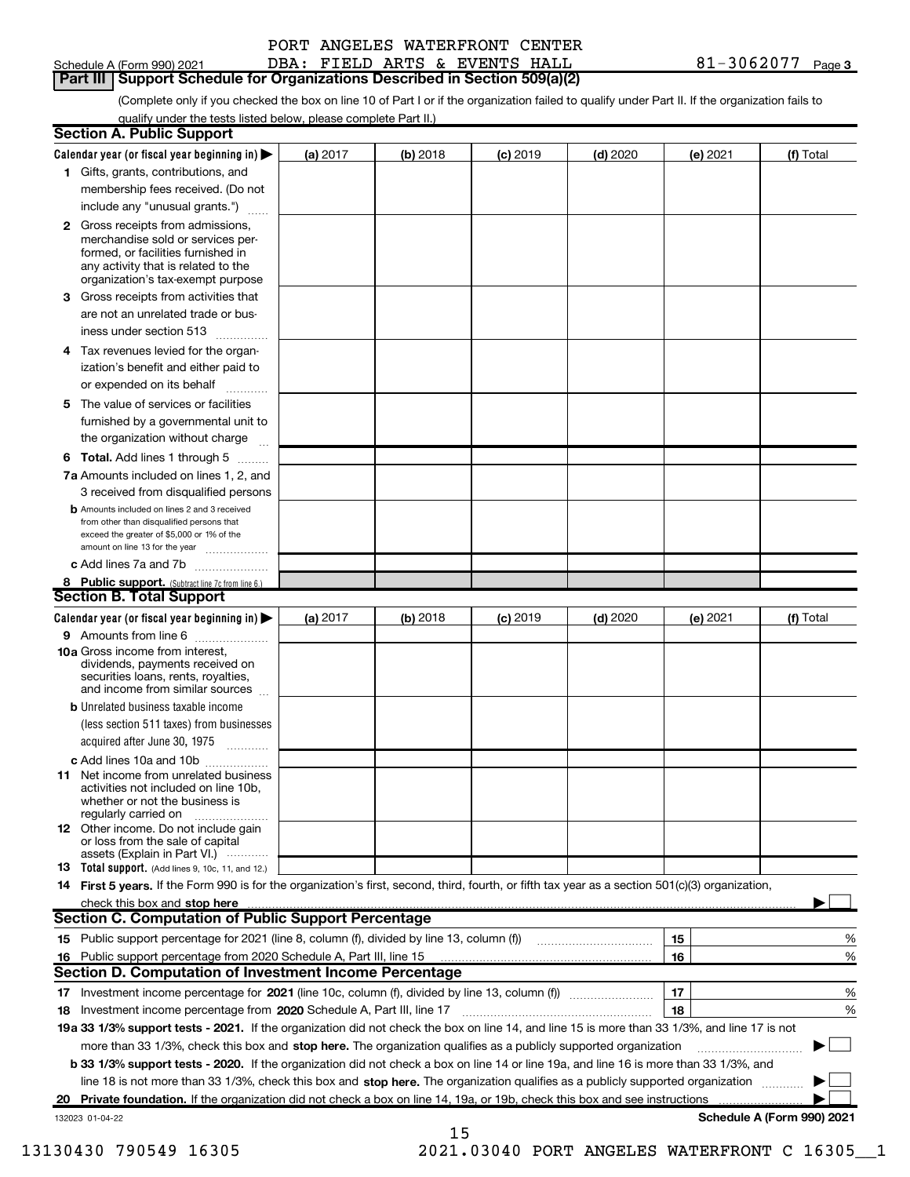PORT ANGELES WATERFRONT CENTER
DBA: FIELD ARTS & EVENTS HALL

Schedule A (Form 990) 2021 — 81-3062077 Page 3

## Part III Support Schedule for Organizations Described in Section 509(a)(2)

(Complete only if you checked the box on line 10 of Part I or if the organization failed to qualify under Part II. If the organization fails to qualify under the tests listed below, please complete Part II.)

### Section A. Public Support

| Calendar year (or fiscal year beginning in) ▶ | (a) 2017 | (b) 2018 | (c) 2019 | (d) 2020 | (e) 2021 | (f) Total |
|---|---|---|---|---|---|---|
| 1 Gifts, grants, contributions, and membership fees received. (Do not include any "unusual grants.") | | | | | | |
| 2 Gross receipts from admissions, merchandise sold or services performed, or facilities furnished in any activity that is related to the organization's tax-exempt purpose | | | | | | |
| 3 Gross receipts from activities that are not an unrelated trade or business under section 513 | | | | | | |
| 4 Tax revenues levied for the organization's benefit and either paid to or expended on its behalf | | | | | | |
| 5 The value of services or facilities furnished by a governmental unit to the organization without charge | | | | | | |
| 6 Total. Add lines 1 through 5 | | | | | | |
| 7a Amounts included on lines 1, 2, and 3 received from disqualified persons | | | | | | |
| b Amounts included on lines 2 and 3 received from other than disqualified persons that exceed the greater of $5,000 or 1% of the amount on line 13 for the year | | | | | | |
| c Add lines 7a and 7b | | | | | | |
| 8 Public support. (Subtract line 7c from line 6.) | | | | | | |

### Section B. Total Support

| Calendar year (or fiscal year beginning in) ▶ | (a) 2017 | (b) 2018 | (c) 2019 | (d) 2020 | (e) 2021 | (f) Total |
|---|---|---|---|---|---|---|
| 9 Amounts from line 6 | | | | | | |
| 10a Gross income from interest, dividends, payments received on securities loans, rents, royalties, and income from similar sources | | | | | | |
| b Unrelated business taxable income (less section 511 taxes) from businesses acquired after June 30, 1975 | | | | | | |
| c Add lines 10a and 10b | | | | | | |
| 11 Net income from unrelated business activities not included on line 10b, whether or not the business is regularly carried on | | | | | | |
| 12 Other income. Do not include gain or loss from the sale of capital assets (Explain in Part VI.) | | | | | | |
| 13 Total support. (Add lines 9, 10c, 11, and 12.) | | | | | | |

14 First 5 years. If the Form 990 is for the organization's first, second, third, fourth, or fifth tax year as a section 501(c)(3) organization, check this box and stop here ▶ ☐

### Section C. Computation of Public Support Percentage

| | | | |
|---|---|---|---|
| 15 | Public support percentage for 2021 (line 8, column (f), divided by line 13, column (f)) | 15 | % |
| 16 | Public support percentage from 2020 Schedule A, Part III, line 15 | 16 | % |

### Section D. Computation of Investment Income Percentage

| | | | |
|---|---|---|---|
| 17 | Investment income percentage for 2021 (line 10c, column (f), divided by line 13, column (f)) | 17 | % |
| 18 | Investment income percentage from 2020 Schedule A, Part III, line 17 | 18 | % |

19a 33 1/3% support tests - 2021. If the organization did not check the box on line 14, and line 15 is more than 33 1/3%, and line 17 is not more than 33 1/3%, check this box and stop here. The organization qualifies as a publicly supported organization ▶ ☐

b 33 1/3% support tests - 2020. If the organization did not check a box on line 14 or line 19a, and line 16 is more than 33 1/3%, and line 18 is not more than 33 1/3%, check this box and stop here. The organization qualifies as a publicly supported organization ▶ ☐

20 Private foundation. If the organization did not check a box on line 14, 19a, or 19b, check this box and see instructions ▶ ☐

132023 01-04-22 — Schedule A (Form 990) 2021

13130430 790549 16305 — 2021.03040 PORT ANGELES WATERFRONT C 16305__1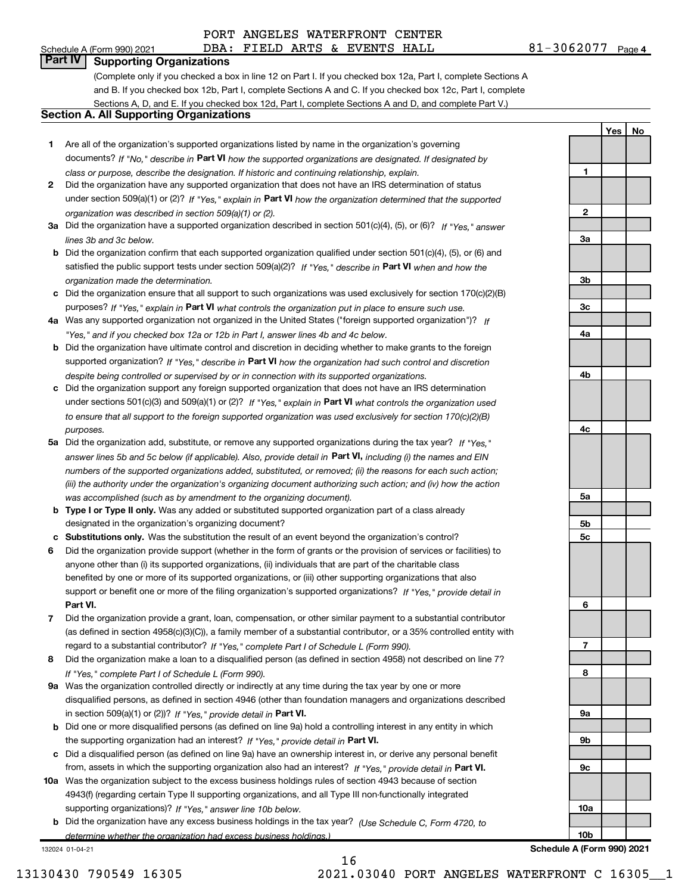PORT ANGELES WATERFRONT CENTER
Schedule A (Form 990) 2021 DBA: FIELD ARTS & EVENTS HALL 81-3062077 Page 4

## Part IV Supporting Organizations

(Complete only if you checked a box in line 12 on Part I. If you checked box 12a, Part I, complete Sections A and B. If you checked box 12b, Part I, complete Sections A and C. If you checked box 12c, Part I, complete Sections A, D, and E. If you checked box 12d, Part I, complete Sections A and D, and complete Part V.)

### Section A. All Supporting Organizations

| | | | Yes | No |
|---|---|---|---|---|
| 1 | Are all of the organization's supported organizations listed by name in the organization's governing documents? *If "No," describe in* **Part VI** *how the supported organizations are designated. If designated by class or purpose, describe the designation. If historic and continuing relationship, explain.* | 1 | | |
| 2 | Did the organization have any supported organization that does not have an IRS determination of status under section 509(a)(1) or (2)? *If "Yes," explain in* **Part VI** *how the organization determined that the supported organization was described in section 509(a)(1) or (2).* | 2 | | |
| 3a | Did the organization have a supported organization described in section 501(c)(4), (5), or (6)? *If "Yes," answer lines 3b and 3c below.* | 3a | | |
| b | Did the organization confirm that each supported organization qualified under section 501(c)(4), (5), or (6) and satisfied the public support tests under section 509(a)(2)? *If "Yes," describe in* **Part VI** *when and how the organization made the determination.* | 3b | | |
| c | Did the organization ensure that all support to such organizations was used exclusively for section 170(c)(2)(B) purposes? *If "Yes," explain in* **Part VI** *what controls the organization put in place to ensure such use.* | 3c | | |
| 4a | Was any supported organization not organized in the United States ("foreign supported organization")? *If "Yes," and if you checked box 12a or 12b in Part I, answer lines 4b and 4c below.* | 4a | | |
| b | Did the organization have ultimate control and discretion in deciding whether to make grants to the foreign supported organization? *If "Yes," describe in* **Part VI** *how the organization had such control and discretion despite being controlled or supervised by or in connection with its supported organizations.* | 4b | | |
| c | Did the organization support any foreign supported organization that does not have an IRS determination under sections 501(c)(3) and 509(a)(1) or (2)? *If "Yes," explain in* **Part VI** *what controls the organization used to ensure that all support to the foreign supported organization was used exclusively for section 170(c)(2)(B) purposes.* | 4c | | |
| 5a | Did the organization add, substitute, or remove any supported organizations during the tax year? *If "Yes," answer lines 5b and 5c below (if applicable). Also, provide detail in* **Part VI,** *including (i) the names and EIN numbers of the supported organizations added, substituted, or removed; (ii) the reasons for each such action; (iii) the authority under the organization's organizing document authorizing such action; and (iv) how the action was accomplished (such as by amendment to the organizing document).* | 5a | | |
| b | **Type I or Type II only.** Was any added or substituted supported organization part of a class already designated in the organization's organizing document? | 5b | | |
| c | **Substitutions only.** Was the substitution the result of an event beyond the organization's control? | 5c | | |
| 6 | Did the organization provide support (whether in the form of grants or the provision of services or facilities) to anyone other than (i) its supported organizations, (ii) individuals that are part of the charitable class benefited by one or more of its supported organizations, or (iii) other supporting organizations that also support or benefit one or more of the filing organization's supported organizations? *If "Yes," provide detail in* **Part VI.** | 6 | | |
| 7 | Did the organization provide a grant, loan, compensation, or other similar payment to a substantial contributor (as defined in section 4958(c)(3)(C)), a family member of a substantial contributor, or a 35% controlled entity with regard to a substantial contributor? *If "Yes," complete Part I of Schedule L (Form 990).* | 7 | | |
| 8 | Did the organization make a loan to a disqualified person (as defined in section 4958) not described on line 7? *If "Yes," complete Part I of Schedule L (Form 990).* | 8 | | |
| 9a | Was the organization controlled directly or indirectly at any time during the tax year by one or more disqualified persons, as defined in section 4946 (other than foundation managers and organizations described in section 509(a)(1) or (2))? *If "Yes," provide detail in* **Part VI.** | 9a | | |
| b | Did one or more disqualified persons (as defined on line 9a) hold a controlling interest in any entity in which the supporting organization had an interest? *If "Yes," provide detail in* **Part VI.** | 9b | | |
| c | Did a disqualified person (as defined on line 9a) have an ownership interest in, or derive any personal benefit from, assets in which the supporting organization also had an interest? *If "Yes," provide detail in* **Part VI.** | 9c | | |
| 10a | Was the organization subject to the excess business holdings rules of section 4943 because of section 4943(f) (regarding certain Type II supporting organizations, and all Type III non-functionally integrated supporting organizations)? *If "Yes," answer line 10b below.* | 10a | | |
| b | Did the organization have any excess business holdings in the tax year? *(Use Schedule C, Form 4720, to determine whether the organization had excess business holdings.)* | 10b | | |

132024 01-04-21 **Schedule A (Form 990) 2021**

13130430 790549 16305 2021.03040 PORT ANGELES WATERFRONT C 16305__1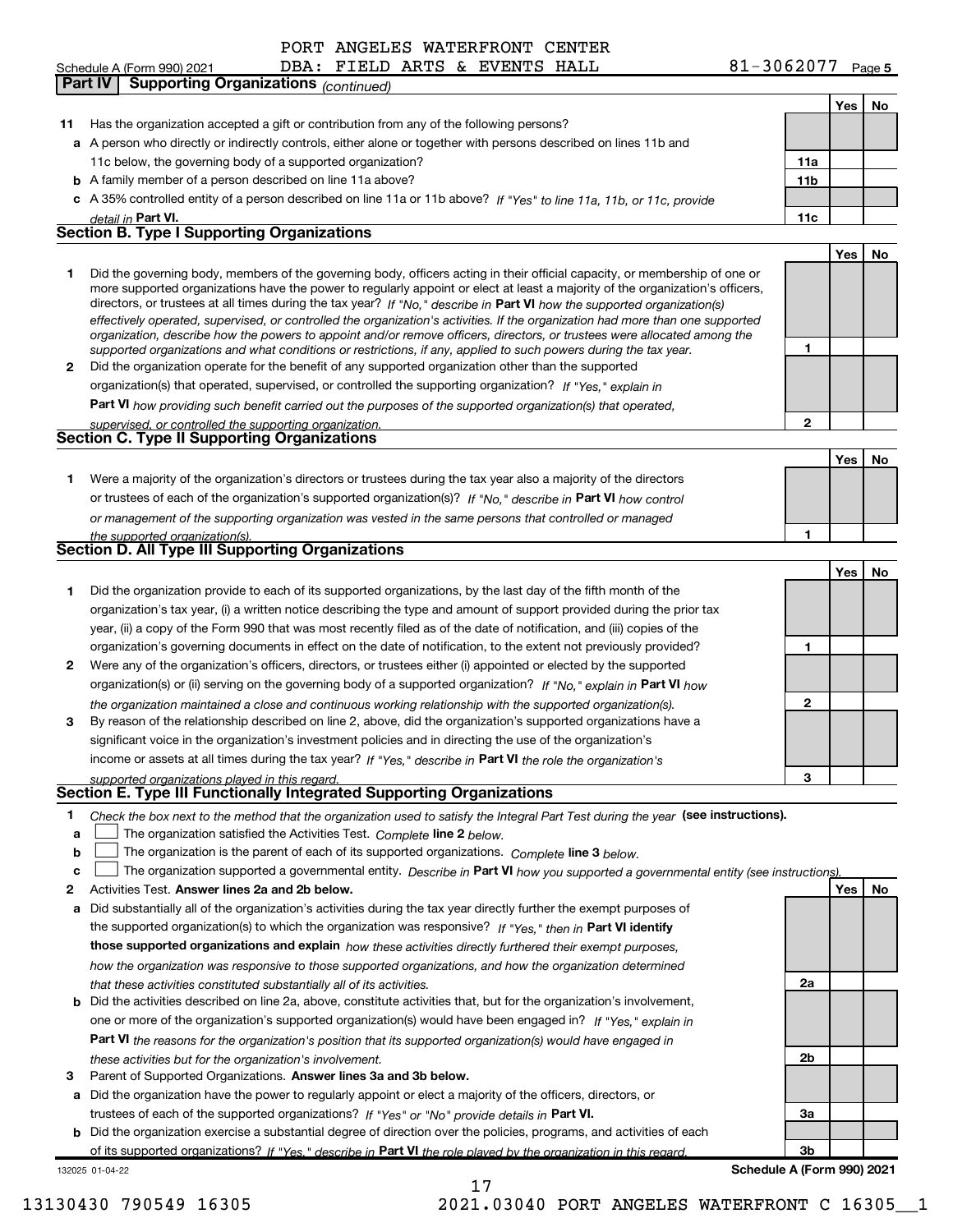PORT ANGELES WATERFRONT CENTER
DBA: FIELD ARTS & EVENTS HALL

Schedule A (Form 990) 2021 — 81-3062077 — Page 5

**Part IV — Supporting Organizations** *(continued)*

| | | | Yes | No |
|---|---|---|---|---|
| **11** | Has the organization accepted a gift or contribution from any of the following persons? | | | |
| **a** | A person who directly or indirectly controls, either alone or together with persons described on lines 11b and 11c below, the governing body of a supported organization? | 11a | | |
| **b** | A family member of a person described on line 11a above? | 11b | | |
| **c** | A 35% controlled entity of a person described on line 11a or 11b above? *If "Yes" to line 11a, 11b, or 11c, provide detail in* **Part VI.** | 11c | | |

## Section B. Type I Supporting Organizations

| | | | Yes | No |
|---|---|---|---|---|
| **1** | Did the governing body, members of the governing body, officers acting in their official capacity, or membership of one or more supported organizations have the power to regularly appoint or elect at least a majority of the organization's officers, directors, or trustees at all times during the tax year? *If "No," describe in* **Part VI** *how the supported organization(s) effectively operated, supervised, or controlled the organization's activities. If the organization had more than one supported organization, describe how the powers to appoint and/or remove officers, directors, or trustees were allocated among the supported organizations and what conditions or restrictions, if any, applied to such powers during the tax year.* | 1 | | |
| **2** | Did the organization operate for the benefit of any supported organization other than the supported organization(s) that operated, supervised, or controlled the supporting organization? *If "Yes," explain in* **Part VI** *how providing such benefit carried out the purposes of the supported organization(s) that operated, supervised, or controlled the supporting organization.* | 2 | | |

## Section C. Type II Supporting Organizations

| | | | Yes | No |
|---|---|---|---|---|
| **1** | Were a majority of the organization's directors or trustees during the tax year also a majority of the directors or trustees of each of the organization's supported organization(s)? *If "No," describe in* **Part VI** *how control or management of the supporting organization was vested in the same persons that controlled or managed the supported organization(s).* | 1 | | |

## Section D. All Type III Supporting Organizations

| | | | Yes | No |
|---|---|---|---|---|
| **1** | Did the organization provide to each of its supported organizations, by the last day of the fifth month of the organization's tax year, (i) a written notice describing the type and amount of support provided during the prior tax year, (ii) a copy of the Form 990 that was most recently filed as of the date of notification, and (iii) copies of the organization's governing documents in effect on the date of notification, to the extent not previously provided? | 1 | | |
| **2** | Were any of the organization's officers, directors, or trustees either (i) appointed or elected by the supported organization(s) or (ii) serving on the governing body of a supported organization? *If "No," explain in* **Part VI** *how the organization maintained a close and continuous working relationship with the supported organization(s).* | 2 | | |
| **3** | By reason of the relationship described on line 2, above, did the organization's supported organizations have a significant voice in the organization's investment policies and in directing the use of the organization's income or assets at all times during the tax year? *If "Yes," describe in* **Part VI** *the role the organization's supported organizations played in this regard.* | 3 | | |

## Section E. Type III Functionally Integrated Supporting Organizations

**1** *Check the box next to the method that the organization used to satisfy the Integral Part Test during the year* **(see instructions).**

- **a** ☐ The organization satisfied the Activities Test. *Complete* **line 2** *below.*
- **b** ☐ The organization is the parent of each of its supported organizations. *Complete* **line 3** *below.*
- **c** ☐ The organization supported a governmental entity. *Describe in* **Part VI** *how you supported a governmental entity (see instructions).*

| | | | Yes | No |
|---|---|---|---|---|
| **2** | Activities Test. **Answer lines 2a and 2b below.** | | | |
| **a** | Did substantially all of the organization's activities during the tax year directly further the exempt purposes of the supported organization(s) to which the organization was responsive? *If "Yes," then in* **Part VI identify those supported organizations and explain** *how these activities directly furthered their exempt purposes, how the organization was responsive to those supported organizations, and how the organization determined that these activities constituted substantially all of its activities.* | 2a | | |
| **b** | Did the activities described on line 2a, above, constitute activities that, but for the organization's involvement, one or more of the organization's supported organization(s) would have been engaged in? *If "Yes," explain in* **Part VI** *the reasons for the organization's position that its supported organization(s) would have engaged in these activities but for the organization's involvement.* | 2b | | |
| **3** | Parent of Supported Organizations. **Answer lines 3a and 3b below.** | | | |
| **a** | Did the organization have the power to regularly appoint or elect a majority of the officers, directors, or trustees of each of the supported organizations? *If "Yes" or "No" provide details in* **Part VI.** | 3a | | |
| **b** | Did the organization exercise a substantial degree of direction over the policies, programs, and activities of each of its supported organizations? *If "Yes," describe in* **Part VI** *the role played by the organization in this regard.* | 3b | | |

132025 01-04-22 — **Schedule A (Form 990) 2021**

13130430 790549 16305 — 2021.03040 PORT ANGELES WATERFRONT C 16305__1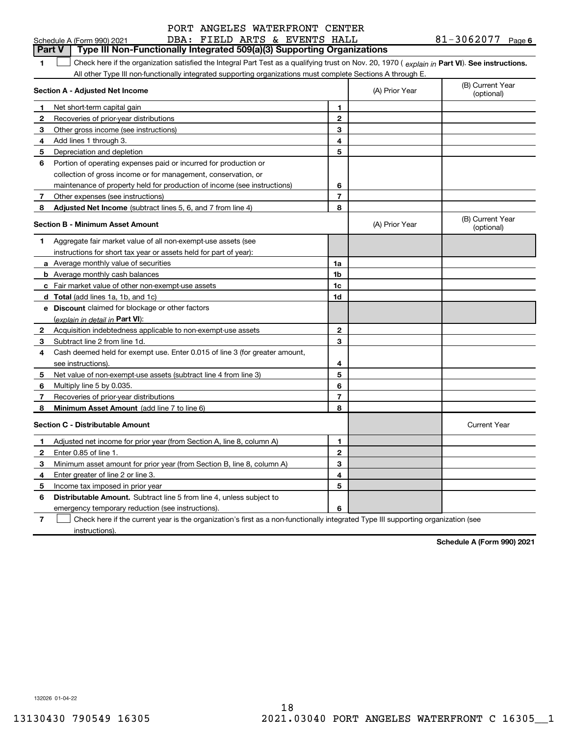PORT ANGELES WATERFRONT CENTER

Schedule A (Form 990) 2021 DBA: FIELD ARTS & EVENTS HALL 81-3062077 Page 6

**Part V | Type III Non-Functionally Integrated 509(a)(3) Supporting Organizations**

**1** ☐ Check here if the organization satisfied the Integral Part Test as a qualifying trust on Nov. 20, 1970 ( *explain in* **Part VI**). **See instructions.** All other Type III non-functionally integrated supporting organizations must complete Sections A through E.

| **Section A - Adjusted Net Income** | | | (A) Prior Year | (B) Current Year (optional) |
|---|---|---|---|---|
| **1** | Net short-term capital gain | **1** | | |
| **2** | Recoveries of prior-year distributions | **2** | | |
| **3** | Other gross income (see instructions) | **3** | | |
| **4** | Add lines 1 through 3. | **4** | | |
| **5** | Depreciation and depletion | **5** | | |
| **6** | Portion of operating expenses paid or incurred for production or collection of gross income or for management, conservation, or maintenance of property held for production of income (see instructions) | **6** | | |
| **7** | Other expenses (see instructions) | **7** | | |
| **8** | **Adjusted Net Income** (subtract lines 5, 6, and 7 from line 4) | **8** | | |

| **Section B - Minimum Asset Amount** | | | (A) Prior Year | (B) Current Year (optional) |
|---|---|---|---|---|
| **1** | Aggregate fair market value of all non-exempt-use assets (see instructions for short tax year or assets held for part of year): | | | |
| **a** | Average monthly value of securities | **1a** | | |
| **b** | Average monthly cash balances | **1b** | | |
| **c** | Fair market value of other non-exempt-use assets | **1c** | | |
| **d** | **Total** (add lines 1a, 1b, and 1c) | **1d** | | |
| **e** | **Discount** claimed for blockage or other factors (*explain in detail in* **Part VI**): | | | |
| **2** | Acquisition indebtedness applicable to non-exempt-use assets | **2** | | |
| **3** | Subtract line 2 from line 1d. | **3** | | |
| **4** | Cash deemed held for exempt use. Enter 0.015 of line 3 (for greater amount, see instructions). | **4** | | |
| **5** | Net value of non-exempt-use assets (subtract line 4 from line 3) | **5** | | |
| **6** | Multiply line 5 by 0.035. | **6** | | |
| **7** | Recoveries of prior-year distributions | **7** | | |
| **8** | **Minimum Asset Amount** (add line 7 to line 6) | **8** | | |

| **Section C - Distributable Amount** | | | | Current Year |
|---|---|---|---|---|
| **1** | Adjusted net income for prior year (from Section A, line 8, column A) | **1** | | |
| **2** | Enter 0.85 of line 1. | **2** | | |
| **3** | Minimum asset amount for prior year (from Section B, line 8, column A) | **3** | | |
| **4** | Enter greater of line 2 or line 3. | **4** | | |
| **5** | Income tax imposed in prior year | **5** | | |
| **6** | **Distributable Amount.** Subtract line 5 from line 4, unless subject to emergency temporary reduction (see instructions). | **6** | | |

**7** ☐ Check here if the current year is the organization's first as a non-functionally integrated Type III supporting organization (see instructions).

**Schedule A (Form 990) 2021**

132026 01-04-22

13130430 790549 16305 2021.03040 PORT ANGELES WATERFRONT C 16305__1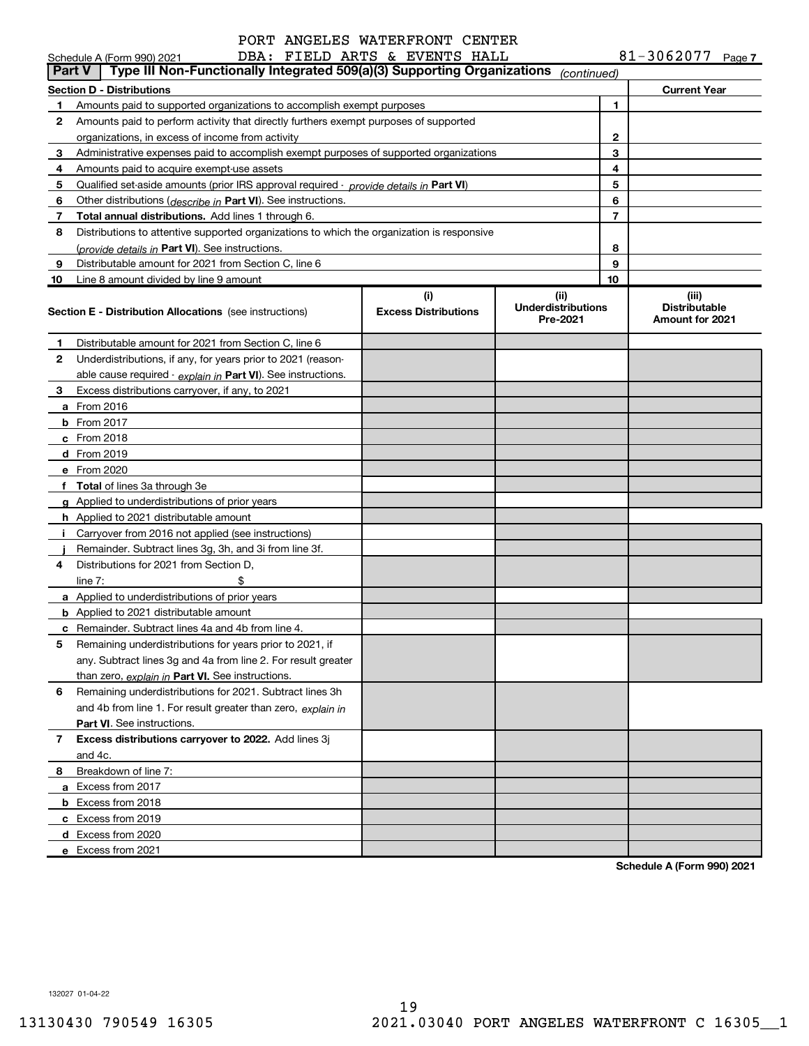PORT ANGELES WATERFRONT CENTER

Schedule A (Form 990) 2021 DBA: FIELD ARTS & EVENTS HALL 81-3062077 Page 7

**Part V | Type III Non-Functionally Integrated 509(a)(3) Supporting Organizations** *(continued)*

| Section D - Distributions | | Current Year |
|---|---|---|
| **1** Amounts paid to supported organizations to accomplish exempt purposes | 1 | |
| **2** Amounts paid to perform activity that directly furthers exempt purposes of supported organizations, in excess of income from activity | 2 | |
| **3** Administrative expenses paid to accomplish exempt purposes of supported organizations | 3 | |
| **4** Amounts paid to acquire exempt-use assets | 4 | |
| **5** Qualified set-aside amounts (prior IRS approval required - *provide details in* **Part VI**) | 5 | |
| **6** Other distributions (*describe in* **Part VI**). See instructions. | 6 | |
| **7** **Total annual distributions.** Add lines 1 through 6. | 7 | |
| **8** Distributions to attentive supported organizations to which the organization is responsive (*provide details in* **Part VI**). See instructions. | 8 | |
| **9** Distributable amount for 2021 from Section C, line 6 | 9 | |
| **10** Line 8 amount divided by line 9 amount | 10 | |

| **Section E - Distribution Allocations** (see instructions) | (i) Excess Distributions | (ii) Underdistributions Pre-2021 | (iii) Distributable Amount for 2021 |
|---|---|---|---|
| **1** Distributable amount for 2021 from Section C, line 6 | | | |
| **2** Underdistributions, if any, for years prior to 2021 (reasonable cause required - *explain in* **Part VI**). See instructions. | | | |
| **3** Excess distributions carryover, if any, to 2021 | | | |
| **a** From 2016 | | | |
| **b** From 2017 | | | |
| **c** From 2018 | | | |
| **d** From 2019 | | | |
| **e** From 2020 | | | |
| **f** **Total** of lines 3a through 3e | | | |
| **g** Applied to underdistributions of prior years | | | |
| **h** Applied to 2021 distributable amount | | | |
| **i** Carryover from 2016 not applied (see instructions) | | | |
| **j** Remainder. Subtract lines 3g, 3h, and 3i from line 3f. | | | |
| **4** Distributions for 2021 from Section D, line 7: $ | | | |
| **a** Applied to underdistributions of prior years | | | |
| **b** Applied to 2021 distributable amount | | | |
| **c** Remainder. Subtract lines 4a and 4b from line 4. | | | |
| **5** Remaining underdistributions for years prior to 2021, if any. Subtract lines 3g and 4a from line 2. For result greater than zero, *explain in* **Part VI.** See instructions. | | | |
| **6** Remaining underdistributions for 2021. Subtract lines 3h and 4b from line 1. For result greater than zero, *explain in* **Part VI**. See instructions. | | | |
| **7** **Excess distributions carryover to 2022.** Add lines 3j and 4c. | | | |
| **8** Breakdown of line 7: | | | |
| **a** Excess from 2017 | | | |
| **b** Excess from 2018 | | | |
| **c** Excess from 2019 | | | |
| **d** Excess from 2020 | | | |
| **e** Excess from 2021 | | | |

**Schedule A (Form 990) 2021**

132027 01-04-22

13130430 790549 16305 2021.03040 PORT ANGELES WATERFRONT C 16305__1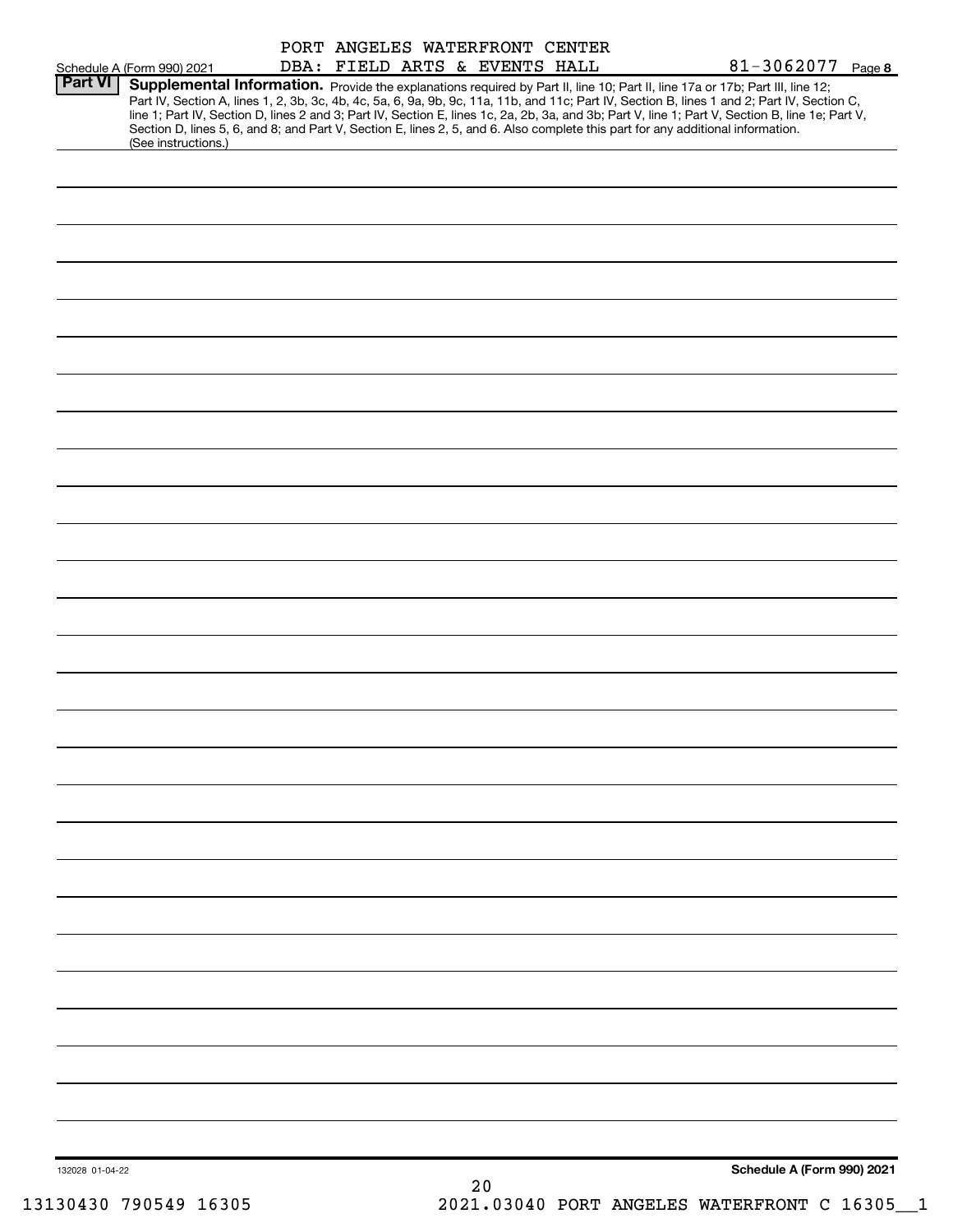PORT ANGELES WATERFRONT CENTER
DBA: FIELD ARTS & EVENTS HALL

Schedule A (Form 990) 2021 | 81-3062077 | Page 8

## Part VI Supplemental Information.

Provide the explanations required by Part II, line 10; Part II, line 17a or 17b; Part III, line 12; Part IV, Section A, lines 1, 2, 3b, 3c, 4b, 4c, 5a, 6, 9a, 9b, 9c, 11a, 11b, and 11c; Part IV, Section B, lines 1 and 2; Part IV, Section C, line 1; Part IV, Section D, lines 2 and 3; Part IV, Section E, lines 1c, 2a, 2b, 3a, and 3b; Part V, line 1; Part V, Section B, line 1e; Part V, Section D, lines 5, 6, and 8; and Part V, Section E, lines 2, 5, and 6. Also complete this part for any additional information. (See instructions.)

Schedule A (Form 990) 2021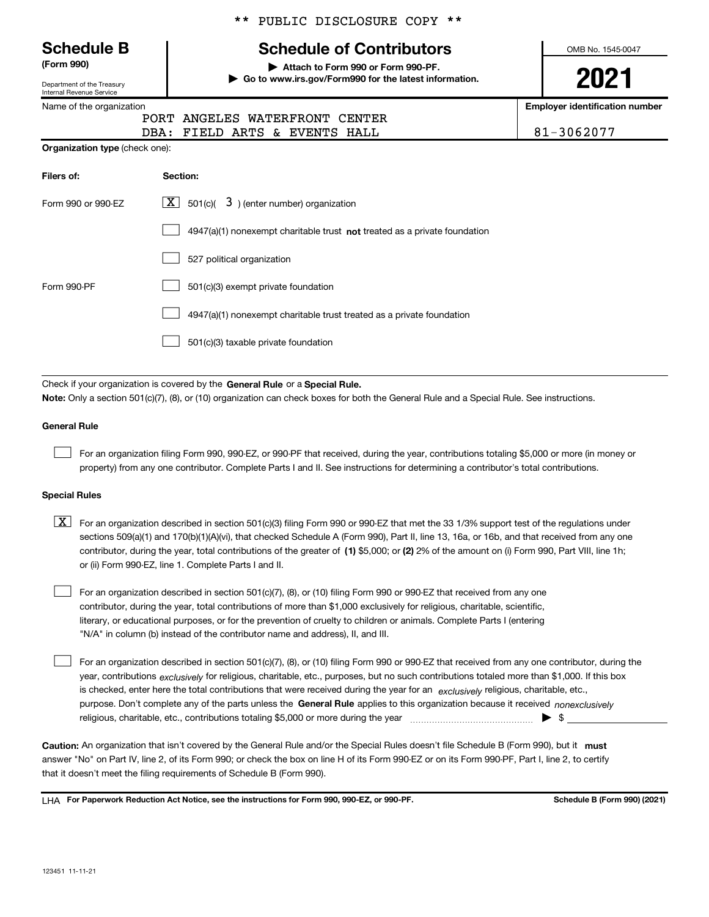** PUBLIC DISCLOSURE COPY **

# Schedule B (Form 990)

Department of the Treasury
Internal Revenue Service

## Schedule of Contributors

▶ Attach to Form 990 or Form 990-PF.
▶ Go to www.irs.gov/Form990 for the latest information.

OMB No. 1545-0047

**2021**

| Name of the organization | Employer identification number |
|---|---|
| PORT ANGELES WATERFRONT CENTER<br>DBA: FIELD ARTS & EVENTS HALL | 81-3062077 |

**Organization type** (check one):

| Filers of: | Section: |
|---|---|
| Form 990 or 990-EZ | [X] 501(c)( 3 ) (enter number) organization |
| | [ ] 4947(a)(1) nonexempt charitable trust **not** treated as a private foundation |
| | [ ] 527 political organization |
| Form 990-PF | [ ] 501(c)(3) exempt private foundation |
| | [ ] 4947(a)(1) nonexempt charitable trust treated as a private foundation |
| | [ ] 501(c)(3) taxable private foundation |

Check if your organization is covered by the **General Rule** or a **Special Rule.**

**Note:** Only a section 501(c)(7), (8), or (10) organization can check boxes for both the General Rule and a Special Rule. See instructions.

**General Rule**

[ ] For an organization filing Form 990, 990-EZ, or 990-PF that received, during the year, contributions totaling $5,000 or more (in money or property) from any one contributor. Complete Parts I and II. See instructions for determining a contributor's total contributions.

**Special Rules**

[X] For an organization described in section 501(c)(3) filing Form 990 or 990-EZ that met the 33 1/3% support test of the regulations under sections 509(a)(1) and 170(b)(1)(A)(vi), that checked Schedule A (Form 990), Part II, line 13, 16a, or 16b, and that received from any one contributor, during the year, total contributions of the greater of **(1)** $5,000; or **(2)** 2% of the amount on (i) Form 990, Part VIII, line 1h; or (ii) Form 990-EZ, line 1. Complete Parts I and II.

[ ] For an organization described in section 501(c)(7), (8), or (10) filing Form 990 or 990-EZ that received from any one contributor, during the year, total contributions of more than $1,000 exclusively for religious, charitable, scientific, literary, or educational purposes, or for the prevention of cruelty to children or animals. Complete Parts I (entering "N/A" in column (b) instead of the contributor name and address), II, and III.

[ ] For an organization described in section 501(c)(7), (8), or (10) filing Form 990 or 990-EZ that received from any one contributor, during the year, contributions *exclusively* for religious, charitable, etc., purposes, but no such contributions totaled more than $1,000. If this box is checked, enter here the total contributions that were received during the year for an *exclusively* religious, charitable, etc., purpose. Don't complete any of the parts unless the **General Rule** applies to this organization because it received *nonexclusively* religious, charitable, etc., contributions totaling $5,000 or more during the year ▶ $

**Caution:** An organization that isn't covered by the General Rule and/or the Special Rules doesn't file Schedule B (Form 990), but it **must** answer "No" on Part IV, line 2, of its Form 990; or check the box on line H of its Form 990-EZ or on its Form 990-PF, Part I, line 2, to certify that it doesn't meet the filing requirements of Schedule B (Form 990).

LHA **For Paperwork Reduction Act Notice, see the instructions for Form 990, 990-EZ, or 990-PF.** **Schedule B (Form 990) (2021)**

123451 11-11-21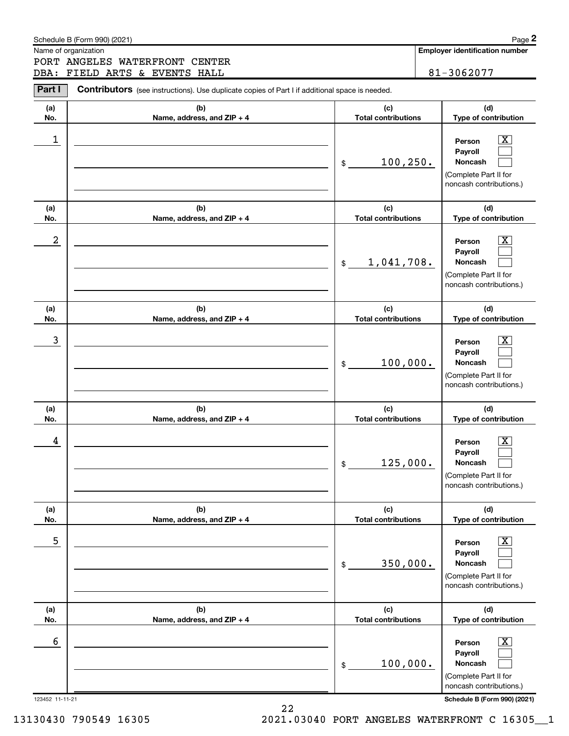Schedule B (Form 990) (2021)

Name of organization: PORT ANGELES WATERFRONT CENTER DBA: FIELD ARTS & EVENTS HALL

**Employer identification number:** 81-3062077

**Part I** **Contributors** (see instructions). Use duplicate copies of Part I if additional space is needed.

| (a) No. | (b) Name, address, and ZIP + 4 | (c) Total contributions | (d) Type of contribution |
|---|---|---|---|
| 1 | | $ 100,250. | Person [X] Payroll [ ] Noncash [ ] (Complete Part II for noncash contributions.) |
| 2 | | $ 1,041,708. | Person [X] Payroll [ ] Noncash [ ] (Complete Part II for noncash contributions.) |
| 3 | | $ 100,000. | Person [X] Payroll [ ] Noncash [ ] (Complete Part II for noncash contributions.) |
| 4 | | $ 125,000. | Person [X] Payroll [ ] Noncash [ ] (Complete Part II for noncash contributions.) |
| 5 | | $ 350,000. | Person [X] Payroll [ ] Noncash [ ] (Complete Part II for noncash contributions.) |
| 6 | | $ 100,000. | Person [X] Payroll [ ] Noncash [ ] (Complete Part II for noncash contributions.) |

123452 11-11-21

Schedule B (Form 990) (2021)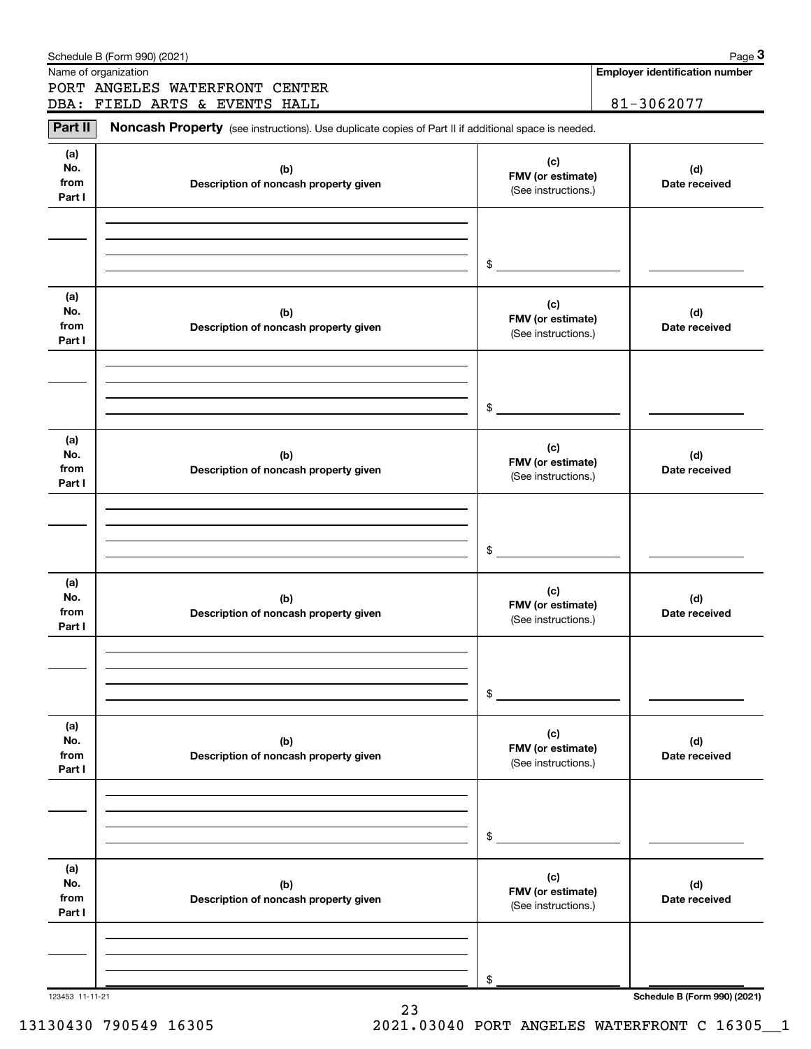Schedule B (Form 990) (2021)

Name of organization

PORT ANGELES WATERFRONT CENTER
DBA: FIELD ARTS & EVENTS HALL

**Employer identification number**

81-3062077

**Part II** **Noncash Property** (see instructions). Use duplicate copies of Part II if additional space is needed.

| (a) No. from Part I | (b) Description of noncash property given | (c) FMV (or estimate) (See instructions.) | (d) Date received |
|---|---|---|---|
| | | $ | |

| (a) No. from Part I | (b) Description of noncash property given | (c) FMV (or estimate) (See instructions.) | (d) Date received |
|---|---|---|---|
| | | $ | |

| (a) No. from Part I | (b) Description of noncash property given | (c) FMV (or estimate) (See instructions.) | (d) Date received |
|---|---|---|---|
| | | $ | |

| (a) No. from Part I | (b) Description of noncash property given | (c) FMV (or estimate) (See instructions.) | (d) Date received |
|---|---|---|---|
| | | $ | |

| (a) No. from Part I | (b) Description of noncash property given | (c) FMV (or estimate) (See instructions.) | (d) Date received |
|---|---|---|---|
| | | $ | |

| (a) No. from Part I | (b) Description of noncash property given | (c) FMV (or estimate) (See instructions.) | (d) Date received |
|---|---|---|---|
| | | $ | |

123453 11-11-21

**Schedule B (Form 990) (2021)**

13130430 790549 16305 2021.03040 PORT ANGELES WATERFRONT C 16305__1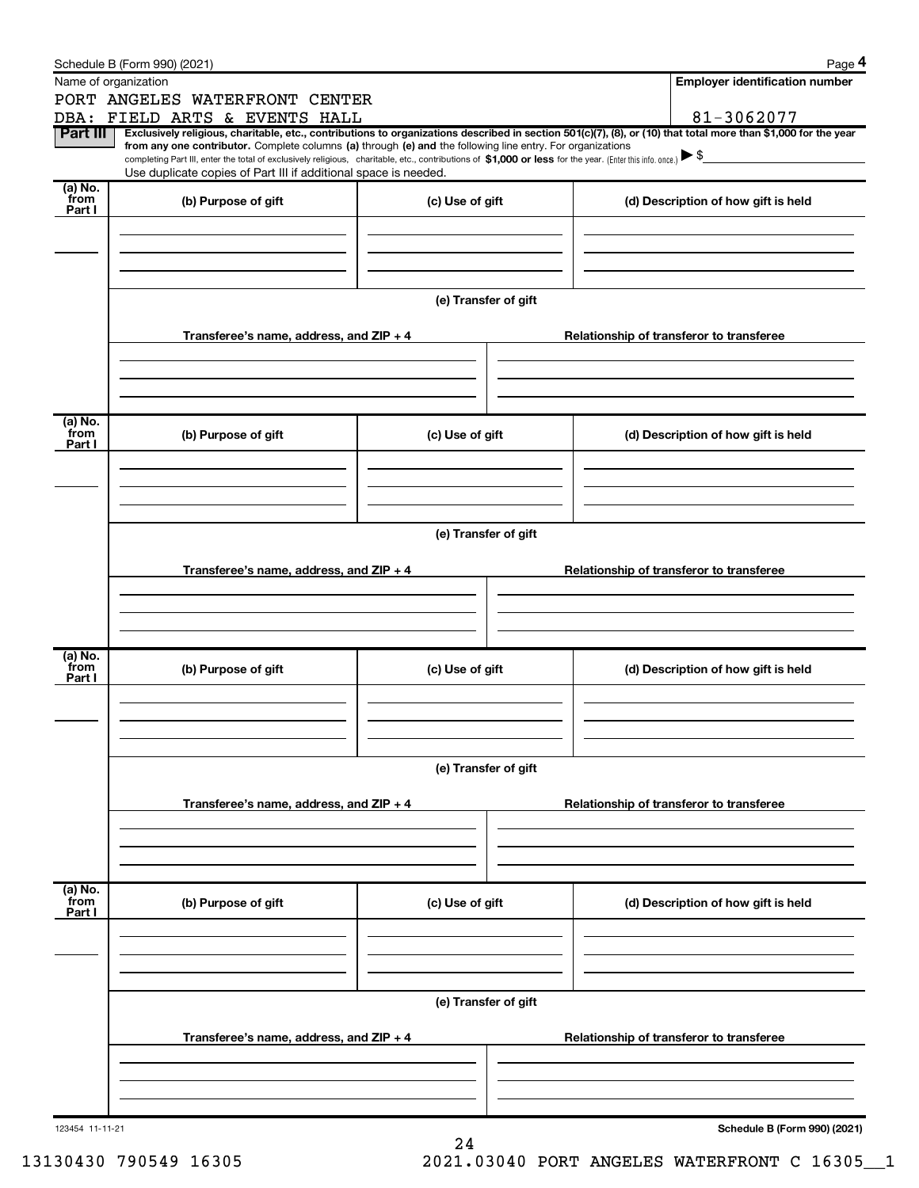Schedule B (Form 990) (2021) Page **4**

Name of organization: PORT ANGELES WATERFRONT CENTER DBA: FIELD ARTS & EVENTS HALL

**Employer identification number**: 81-3062077

**Part III** **Exclusively religious, charitable, etc., contributions to organizations described in section 501(c)(7), (8), or (10) that total more than $1,000 for the year from any one contributor.** Complete columns **(a)** through **(e)** and the following line entry. For organizations completing Part III, enter the total of exclusively religious, charitable, etc., contributions of **$1,000 or less** for the year. (Enter this info. once.) ▶ $

Use duplicate copies of Part III if additional space is needed.

| (a) No. from Part I | (b) Purpose of gift | (c) Use of gift | (d) Description of how gift is held |
|---|---|---|---|
| | | | |

**(e) Transfer of gift**

| Transferee's name, address, and ZIP + 4 | Relationship of transferor to transferee |
|---|---|
| | |

| (a) No. from Part I | (b) Purpose of gift | (c) Use of gift | (d) Description of how gift is held |
|---|---|---|---|
| | | | |

**(e) Transfer of gift**

| Transferee's name, address, and ZIP + 4 | Relationship of transferor to transferee |
|---|---|
| | |

| (a) No. from Part I | (b) Purpose of gift | (c) Use of gift | (d) Description of how gift is held |
|---|---|---|---|
| | | | |

**(e) Transfer of gift**

| Transferee's name, address, and ZIP + 4 | Relationship of transferor to transferee |
|---|---|
| | |

| (a) No. from Part I | (b) Purpose of gift | (c) Use of gift | (d) Description of how gift is held |
|---|---|---|---|
| | | | |

**(e) Transfer of gift**

| Transferee's name, address, and ZIP + 4 | Relationship of transferor to transferee |
|---|---|
| | |

123454 11-11-21 **Schedule B (Form 990) (2021)**

13130430 790549 16305 2021.03040 PORT ANGELES WATERFRONT C 16305__1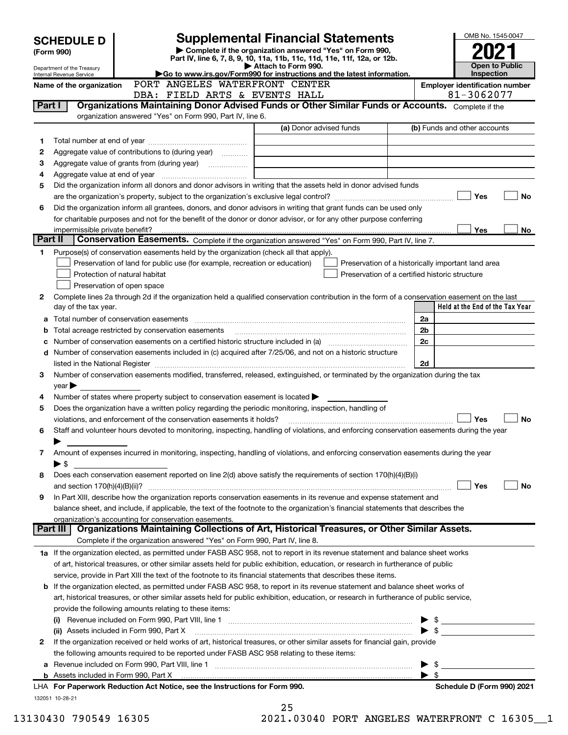# SCHEDULE D (Form 990)

Department of the Treasury
Internal Revenue Service

## Supplemental Financial Statements

▶ Complete if the organization answered "Yes" on Form 990, Part IV, line 6, 7, 8, 9, 10, 11a, 11b, 11c, 11d, 11e, 11f, 12a, or 12b.
▶ Attach to Form 990.
▶Go to www.irs.gov/Form990 for instructions and the latest information.

OMB No. 1545-0047
**2021**
**Open to Public Inspection**

**Name of the organization** PORT ANGELES WATERFRONT CENTER
DBA: FIELD ARTS & EVENTS HALL

**Employer identification number** 81-3062077

### Part I — Organizations Maintaining Donor Advised Funds or Other Similar Funds or Accounts.
Complete if the organization answered "Yes" on Form 990, Part IV, line 6.

| | | (a) Donor advised funds | (b) Funds and other accounts |
|---|---|---|---|
| 1 | Total number at end of year | | |
| 2 | Aggregate value of contributions to (during year) | | |
| 3 | Aggregate value of grants from (during year) | | |
| 4 | Aggregate value at end of year | | |

5 Did the organization inform all donors and donor advisors in writing that the assets held in donor advised funds are the organization's property, subject to the organization's exclusive legal control? ☐ Yes ☐ No

6 Did the organization inform all grantees, donors, and donor advisors in writing that grant funds can be used only for charitable purposes and not for the benefit of the donor or donor advisor, or for any other purpose conferring impermissible private benefit? ☐ Yes ☐ No

### Part II — Conservation Easements.
Complete if the organization answered "Yes" on Form 990, Part IV, line 7.

1 Purpose(s) of conservation easements held by the organization (check all that apply).
- ☐ Preservation of land for public use (for example, recreation or education)
- ☐ Protection of natural habitat
- ☐ Preservation of open space
- ☐ Preservation of a historically important land area
- ☐ Preservation of a certified historic structure

2 Complete lines 2a through 2d if the organization held a qualified conservation contribution in the form of a conservation easement on the last day of the tax year.

| | | | Held at the End of the Tax Year |
|---|---|---|---|
| a | Total number of conservation easements | 2a | |
| b | Total acreage restricted by conservation easements | 2b | |
| c | Number of conservation easements on a certified historic structure included in (a) | 2c | |
| d | Number of conservation easements included in (c) acquired after 7/25/06, and not on a historic structure listed in the National Register | 2d | |

3 Number of conservation easements modified, transferred, released, extinguished, or terminated by the organization during the tax year ▶

4 Number of states where property subject to conservation easement is located ▶

5 Does the organization have a written policy regarding the periodic monitoring, inspection, handling of violations, and enforcement of the conservation easements it holds? ☐ Yes ☐ No

6 Staff and volunteer hours devoted to monitoring, inspecting, handling of violations, and enforcing conservation easements during the year ▶

7 Amount of expenses incurred in monitoring, inspecting, handling of violations, and enforcing conservation easements during the year ▶ $

8 Does each conservation easement reported on line 2(d) above satisfy the requirements of section 170(h)(4)(B)(i) and section 170(h)(4)(B)(ii)? ☐ Yes ☐ No

9 In Part XIII, describe how the organization reports conservation easements in its revenue and expense statement and balance sheet, and include, if applicable, the text of the footnote to the organization's financial statements that describes the organization's accounting for conservation easements.

### Part III — Organizations Maintaining Collections of Art, Historical Treasures, or Other Similar Assets.
Complete if the organization answered "Yes" on Form 990, Part IV, line 8.

1a If the organization elected, as permitted under FASB ASC 958, not to report in its revenue statement and balance sheet works of art, historical treasures, or other similar assets held for public exhibition, education, or research in furtherance of public service, provide in Part XIII the text of the footnote to its financial statements that describes these items.

b If the organization elected, as permitted under FASB ASC 958, to report in its revenue statement and balance sheet works of art, historical treasures, or other similar assets held for public exhibition, education, or research in furtherance of public service, provide the following amounts relating to these items:

(i) Revenue included on Form 990, Part VIII, line 1 ▶ $

(ii) Assets included in Form 990, Part X ▶ $

2 If the organization received or held works of art, historical treasures, or other similar assets for financial gain, provide the following amounts required to be reported under FASB ASC 958 relating to these items:

a Revenue included on Form 990, Part VIII, line 1 ▶ $

b Assets included in Form 990, Part X ▶ $

LHA **For Paperwork Reduction Act Notice, see the Instructions for Form 990.** **Schedule D (Form 990) 2021**

132051 10-28-21

13130430 790549 16305 2021.03040 PORT ANGELES WATERFRONT C 16305__1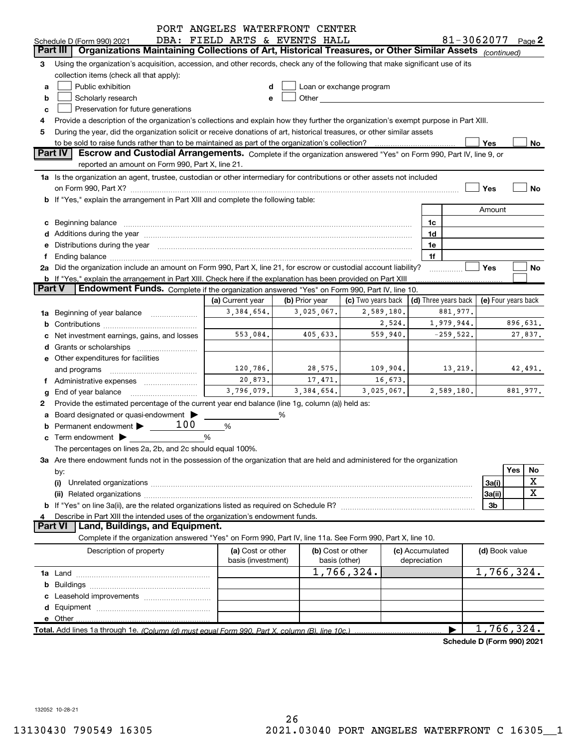PORT ANGELES WATERFRONT CENTER
Schedule D (Form 990) 2021 DBA: FIELD ARTS & EVENTS HALL 81-3062077 Page 2

**Part III** Organizations Maintaining Collections of Art, Historical Treasures, or Other Similar Assets *(continued)*

3 Using the organization's acquisition, accession, and other records, check any of the following that make significant use of its collection items (check all that apply):

a ☐ Public exhibition
b ☐ Scholarly research
c ☐ Preservation for future generations
d ☐ Loan or exchange program
e ☐ Other

4 Provide a description of the organization's collections and explain how they further the organization's exempt purpose in Part XIII.

5 During the year, did the organization solicit or receive donations of art, historical treasures, or other similar assets to be sold to raise funds rather than to be maintained as part of the organization's collection? ☐ Yes ☐ No

**Part IV** Escrow and Custodial Arrangements. Complete if the organization answered "Yes" on Form 990, Part IV, line 9, or reported an amount on Form 990, Part X, line 21.

1a Is the organization an agent, trustee, custodian or other intermediary for contributions or other assets not included on Form 990, Part X? ☐ Yes ☐ No

b If "Yes," explain the arrangement in Part XIII and complete the following table:

| | | Amount |
|---|---|---|
| c Beginning balance | 1c | |
| d Additions during the year | 1d | |
| e Distributions during the year | 1e | |
| f Ending balance | 1f | |

2a Did the organization include an amount on Form 990, Part X, line 21, for escrow or custodial account liability? ☐ Yes ☐ No

b If "Yes," explain the arrangement in Part XIII. Check here if the explanation has been provided on Part XIII ☐

**Part V** Endowment Funds. Complete if the organization answered "Yes" on Form 990, Part IV, line 10.

| | (a) Current year | (b) Prior year | (c) Two years back | (d) Three years back | (e) Four years back |
|---|---|---|---|---|---|
| 1a Beginning of year balance | 3,384,654. | 3,025,067. | 2,589,180. | 881,977. | |
| b Contributions | | | 2,524. | 1,979,944. | 896,631. |
| c Net investment earnings, gains, and losses | 553,084. | 405,633. | 559,940. | -259,522. | 27,837. |
| d Grants or scholarships | | | | | |
| e Other expenditures for facilities and programs | 120,786. | 28,575. | 109,904. | 13,219. | 42,491. |
| f Administrative expenses | 20,873. | 17,471. | 16,673. | | |
| g End of year balance | 3,796,079. | 3,384,654. | 3,025,067. | 2,589,180. | 881,977. |

2 Provide the estimated percentage of the current year end balance (line 1g, column (a)) held as:

a Board designated or quasi-endowment ▶ %
b Permanent endowment ▶ 100 %
c Term endowment ▶ %

The percentages on lines 2a, 2b, and 2c should equal 100%.

3a Are there endowment funds not in the possession of the organization that are held and administered for the organization by:

| | | Yes | No |
|---|---|---|---|
| (i) Unrelated organizations | 3a(i) | | X |
| (ii) Related organizations | 3a(ii) | | X |
| b If "Yes" on line 3a(ii), are the related organizations listed as required on Schedule R? | 3b | | |

4 Describe in Part XIII the intended uses of the organization's endowment funds.

**Part VI** Land, Buildings, and Equipment.

Complete if the organization answered "Yes" on Form 990, Part IV, line 11a. See Form 990, Part X, line 10.

| Description of property | (a) Cost or other basis (investment) | (b) Cost or other basis (other) | (c) Accumulated depreciation | (d) Book value |
|---|---|---|---|---|
| 1a Land | | 1,766,324. | | 1,766,324. |
| b Buildings | | | | |
| c Leasehold improvements | | | | |
| d Equipment | | | | |
| e Other | | | | |
| **Total.** Add lines 1a through 1e. *(Column (d) must equal Form 990, Part X, column (B), line 10c.)* ▶ | | | | 1,766,324. |

**Schedule D (Form 990) 2021**

132052 10-28-21

13130430 790549 16305 2021.03040 PORT ANGELES WATERFRONT C 16305__1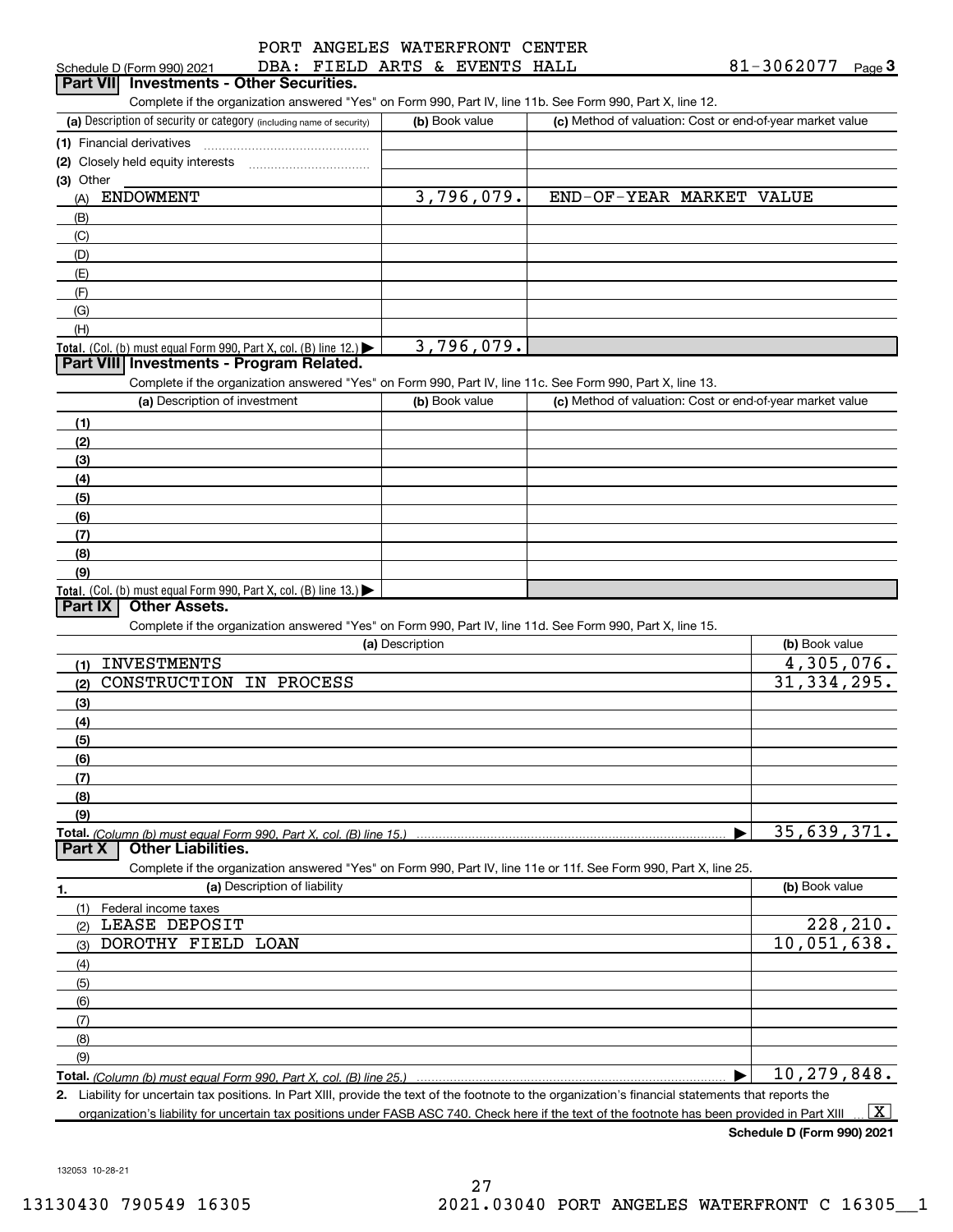PORT ANGELES WATERFRONT CENTER
Schedule D (Form 990) 2021 DBA: FIELD ARTS & EVENTS HALL 81-3062077 Page 3

## Part VII Investments - Other Securities.

Complete if the organization answered "Yes" on Form 990, Part IV, line 11b. See Form 990, Part X, line 12.

| (a) Description of security or category (including name of security) | (b) Book value | (c) Method of valuation: Cost or end-of-year market value |
|---|---|---|
| (1) Financial derivatives | | |
| (2) Closely held equity interests | | |
| (3) Other | | |
| (A) ENDOWMENT | 3,796,079. | END-OF-YEAR MARKET VALUE |
| (B) | | |
| (C) | | |
| (D) | | |
| (E) | | |
| (F) | | |
| (G) | | |
| (H) | | |
| **Total.** (Col. (b) must equal Form 990, Part X, col. (B) line 12.) ▶ | 3,796,079. | |

## Part VIII Investments - Program Related.

Complete if the organization answered "Yes" on Form 990, Part IV, line 11c. See Form 990, Part X, line 13.

| (a) Description of investment | (b) Book value | (c) Method of valuation: Cost or end-of-year market value |
|---|---|---|
| (1) | | |
| (2) | | |
| (3) | | |
| (4) | | |
| (5) | | |
| (6) | | |
| (7) | | |
| (8) | | |
| (9) | | |
| **Total.** (Col. (b) must equal Form 990, Part X, col. (B) line 13.) ▶ | | |

## Part IX Other Assets.

Complete if the organization answered "Yes" on Form 990, Part IV, line 11d. See Form 990, Part X, line 15.

| (a) Description | (b) Book value |
|---|---|
| (1) INVESTMENTS | 4,305,076. |
| (2) CONSTRUCTION IN PROCESS | 31,334,295. |
| (3) | |
| (4) | |
| (5) | |
| (6) | |
| (7) | |
| (8) | |
| (9) | |
| **Total.** (Column (b) must equal Form 990, Part X, col. (B) line 15.) ▶ | 35,639,371. |

## Part X Other Liabilities.

Complete if the organization answered "Yes" on Form 990, Part IV, line 11e or 11f. See Form 990, Part X, line 25.

| 1. (a) Description of liability | (b) Book value |
|---|---|
| (1) Federal income taxes | |
| (2) LEASE DEPOSIT | 228,210. |
| (3) DOROTHY FIELD LOAN | 10,051,638. |
| (4) | |
| (5) | |
| (6) | |
| (7) | |
| (8) | |
| (9) | |
| **Total.** (Column (b) must equal Form 990, Part X, col. (B) line 25.) ▶ | 10,279,848. |

2. Liability for uncertain tax positions. In Part XIII, provide the text of the footnote to the organization's financial statements that reports the organization's liability for uncertain tax positions under FASB ASC 740. Check here if the text of the footnote has been provided in Part XIII ... [X]

**Schedule D (Form 990) 2021**

132053 10-28-21

13130430 790549 16305 2021.03040 PORT ANGELES WATERFRONT C 16305__1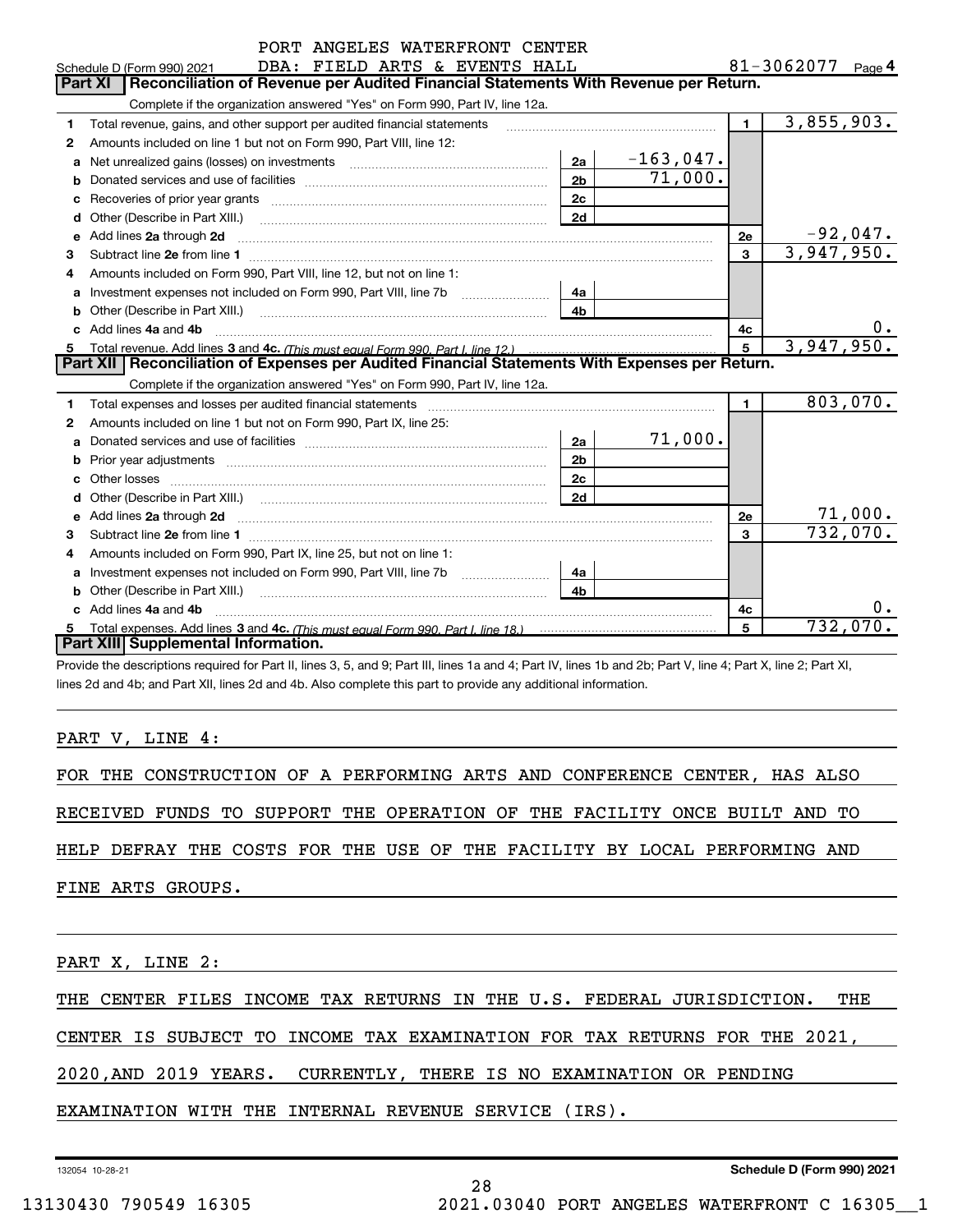PORT ANGELES WATERFRONT CENTER

Schedule D (Form 990) 2021 DBA: FIELD ARTS & EVENTS HALL 81-3062077 Page 4

**Part XI Reconciliation of Revenue per Audited Financial Statements With Revenue per Return.**

Complete if the organization answered "Yes" on Form 990, Part IV, line 12a.

| | | | | | |
|---|---|---|---|---|---|
| 1 | Total revenue, gains, and other support per audited financial statements | | | 1 | 3,855,903. |
| 2 | Amounts included on line 1 but not on Form 990, Part VIII, line 12: | | | | |
| a | Net unrealized gains (losses) on investments | 2a | -163,047. | | |
| b | Donated services and use of facilities | 2b | 71,000. | | |
| c | Recoveries of prior year grants | 2c | | | |
| d | Other (Describe in Part XIII.) | 2d | | | |
| e | Add lines 2a through 2d | | | 2e | -92,047. |
| 3 | Subtract line 2e from line 1 | | | 3 | 3,947,950. |
| 4 | Amounts included on Form 990, Part VIII, line 12, but not on line 1: | | | | |
| a | Investment expenses not included on Form 990, Part VIII, line 7b | 4a | | | |
| b | Other (Describe in Part XIII.) | 4b | | | |
| c | Add lines 4a and 4b | | | 4c | 0. |
| 5 | Total revenue. Add lines 3 and 4c. *(This must equal Form 990, Part I, line 12.)* | | | 5 | 3,947,950. |

**Part XII Reconciliation of Expenses per Audited Financial Statements With Expenses per Return.**

Complete if the organization answered "Yes" on Form 990, Part IV, line 12a.

| | | | | | |
|---|---|---|---|---|---|
| 1 | Total expenses and losses per audited financial statements | | | 1 | 803,070. |
| 2 | Amounts included on line 1 but not on Form 990, Part IX, line 25: | | | | |
| a | Donated services and use of facilities | 2a | 71,000. | | |
| b | Prior year adjustments | 2b | | | |
| c | Other losses | 2c | | | |
| d | Other (Describe in Part XIII.) | 2d | | | |
| e | Add lines 2a through 2d | | | 2e | 71,000. |
| 3 | Subtract line 2e from line 1 | | | 3 | 732,070. |
| 4 | Amounts included on Form 990, Part IX, line 25, but not on line 1: | | | | |
| a | Investment expenses not included on Form 990, Part VIII, line 7b | 4a | | | |
| b | Other (Describe in Part XIII.) | 4b | | | |
| c | Add lines 4a and 4b | | | 4c | 0. |
| 5 | Total expenses. Add lines 3 and 4c. *(This must equal Form 990, Part I, line 18.)* | | | 5 | 732,070. |

**Part XIII Supplemental Information.**

Provide the descriptions required for Part II, lines 3, 5, and 9; Part III, lines 1a and 4; Part IV, lines 1b and 2b; Part V, line 4; Part X, line 2; Part XI, lines 2d and 4b; and Part XII, lines 2d and 4b. Also complete this part to provide any additional information.

PART V, LINE 4:

FOR THE CONSTRUCTION OF A PERFORMING ARTS AND CONFERENCE CENTER, HAS ALSO RECEIVED FUNDS TO SUPPORT THE OPERATION OF THE FACILITY ONCE BUILT AND TO HELP DEFRAY THE COSTS FOR THE USE OF THE FACILITY BY LOCAL PERFORMING AND FINE ARTS GROUPS.

PART X, LINE 2:

THE CENTER FILES INCOME TAX RETURNS IN THE U.S. FEDERAL JURISDICTION. THE CENTER IS SUBJECT TO INCOME TAX EXAMINATION FOR TAX RETURNS FOR THE 2021, 2020,AND 2019 YEARS. CURRENTLY, THERE IS NO EXAMINATION OR PENDING EXAMINATION WITH THE INTERNAL REVENUE SERVICE (IRS).

132054 10-28-21 **Schedule D (Form 990) 2021**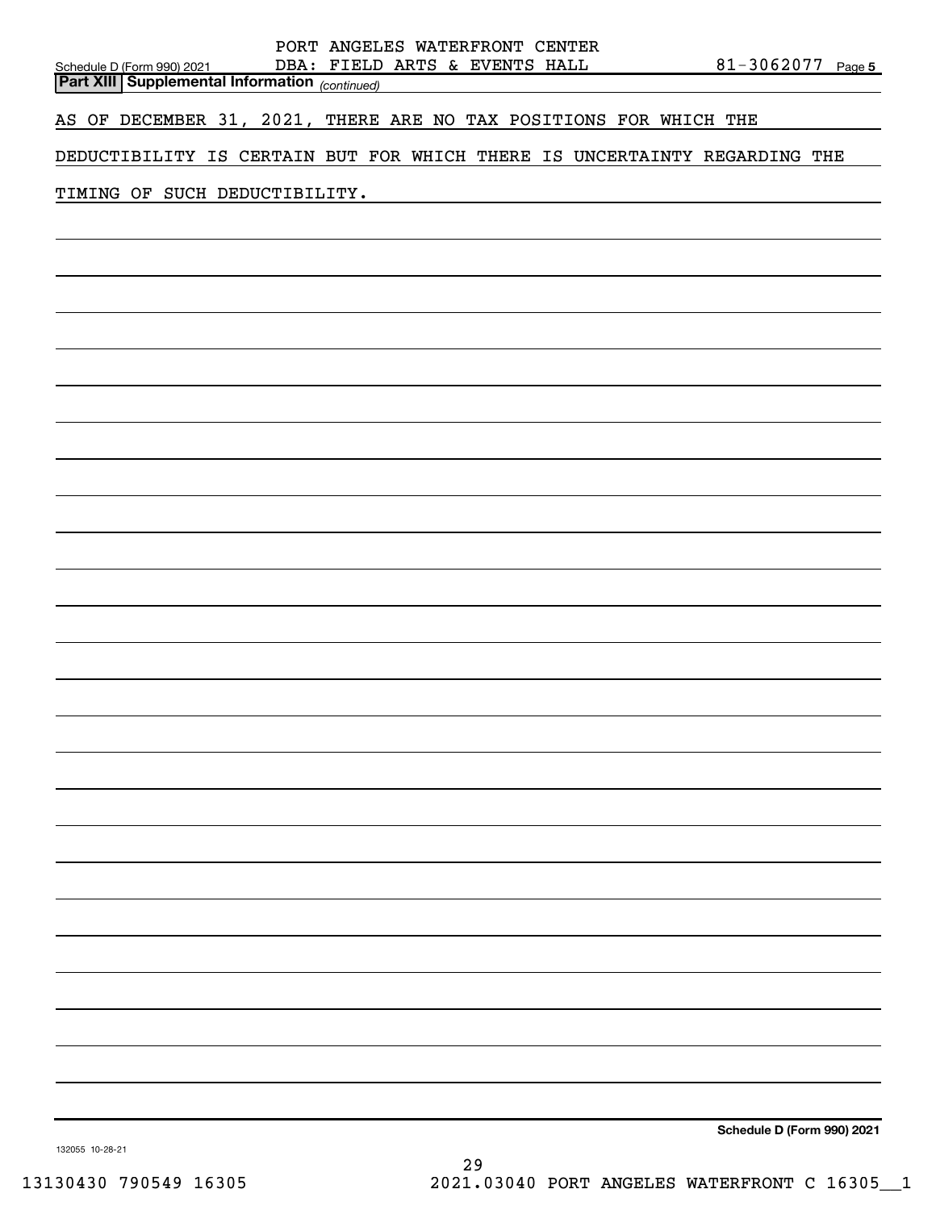PORT ANGELES WATERFRONT CENTER
DBA: FIELD ARTS & EVENTS HALL 81-3062077

Schedule D (Form 990) 2021

**Part XIII Supplemental Information** *(continued)*

AS OF DECEMBER 31, 2021, THERE ARE NO TAX POSITIONS FOR WHICH THE DEDUCTIBILITY IS CERTAIN BUT FOR WHICH THERE IS UNCERTAINTY REGARDING THE TIMING OF SUCH DEDUCTIBILITY.

**Schedule D (Form 990) 2021**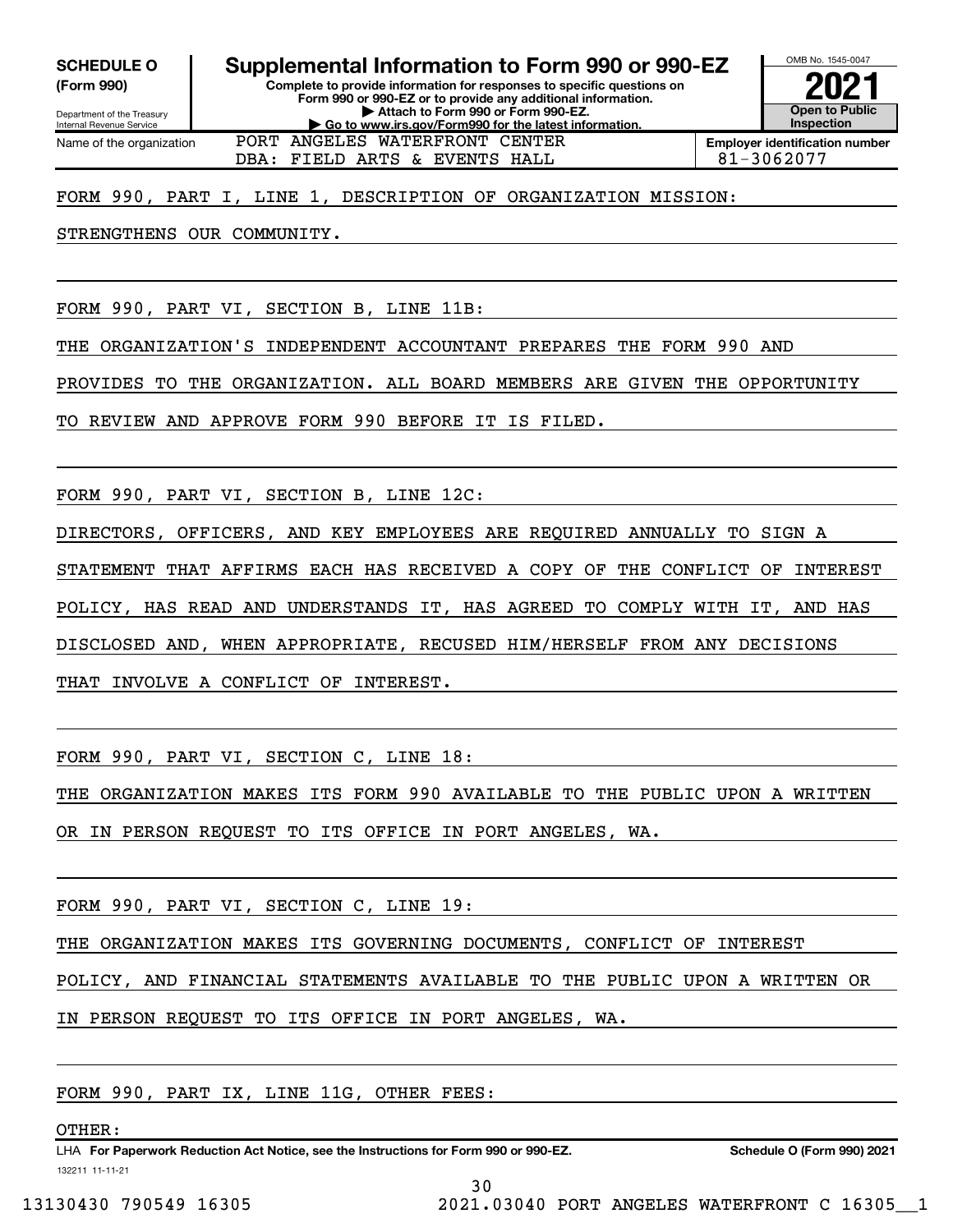**SCHEDULE O (Form 990)**

Department of the Treasury
Internal Revenue Service

# Supplemental Information to Form 990 or 990-EZ

**Complete to provide information for responses to specific questions on Form 990 or 990-EZ or to provide any additional information.**
**▶ Attach to Form 990 or Form 990-EZ.**
**▶ Go to www.irs.gov/Form990 for the latest information.**

OMB No. 1545-0047
**2021**
**Open to Public Inspection**

| Name of the organization | Employer identification number |
|---|---|
| PORT ANGELES WATERFRONT CENTER<br>DBA: FIELD ARTS & EVENTS HALL | 81-3062077 |

FORM 990, PART I, LINE 1, DESCRIPTION OF ORGANIZATION MISSION:

STRENGTHENS OUR COMMUNITY.

FORM 990, PART VI, SECTION B, LINE 11B:

THE ORGANIZATION'S INDEPENDENT ACCOUNTANT PREPARES THE FORM 990 AND PROVIDES TO THE ORGANIZATION. ALL BOARD MEMBERS ARE GIVEN THE OPPORTUNITY TO REVIEW AND APPROVE FORM 990 BEFORE IT IS FILED.

FORM 990, PART VI, SECTION B, LINE 12C:

DIRECTORS, OFFICERS, AND KEY EMPLOYEES ARE REQUIRED ANNUALLY TO SIGN A STATEMENT THAT AFFIRMS EACH HAS RECEIVED A COPY OF THE CONFLICT OF INTEREST POLICY, HAS READ AND UNDERSTANDS IT, HAS AGREED TO COMPLY WITH IT, AND HAS DISCLOSED AND, WHEN APPROPRIATE, RECUSED HIM/HERSELF FROM ANY DECISIONS THAT INVOLVE A CONFLICT OF INTEREST.

FORM 990, PART VI, SECTION C, LINE 18:

THE ORGANIZATION MAKES ITS FORM 990 AVAILABLE TO THE PUBLIC UPON A WRITTEN OR IN PERSON REQUEST TO ITS OFFICE IN PORT ANGELES, WA.

FORM 990, PART VI, SECTION C, LINE 19:

THE ORGANIZATION MAKES ITS GOVERNING DOCUMENTS, CONFLICT OF INTEREST POLICY, AND FINANCIAL STATEMENTS AVAILABLE TO THE PUBLIC UPON A WRITTEN OR IN PERSON REQUEST TO ITS OFFICE IN PORT ANGELES, WA.

FORM 990, PART IX, LINE 11G, OTHER FEES:

OTHER:

LHA **For Paperwork Reduction Act Notice, see the Instructions for Form 990 or 990-EZ.** **Schedule O (Form 990) 2021**

132211 11-11-21

13130430 790549 16305 2021.03040 PORT ANGELES WATERFRONT C 16305__1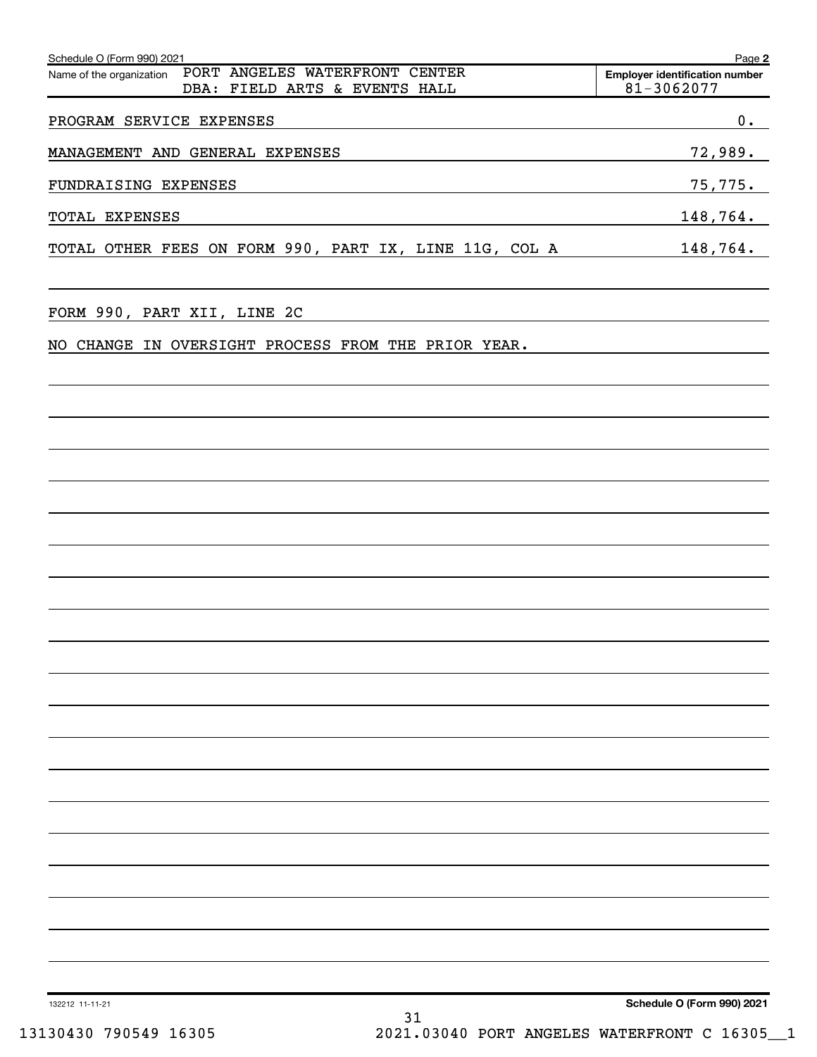Schedule O (Form 990) 2021 Page **2**

Name of the organization PORT ANGELES WATERFRONT CENTER DBA: FIELD ARTS & EVENTS HALL

**Employer identification number** 81-3062077

| | |
|---|---|
| PROGRAM SERVICE EXPENSES | 0. |
| MANAGEMENT AND GENERAL EXPENSES | 72,989. |
| FUNDRAISING EXPENSES | 75,775. |
| TOTAL EXPENSES | 148,764. |
| TOTAL OTHER FEES ON FORM 990, PART IX, LINE 11G, COL A | 148,764. |

FORM 990, PART XII, LINE 2C

NO CHANGE IN OVERSIGHT PROCESS FROM THE PRIOR YEAR.

132212 11-11-21

**Schedule O (Form 990) 2021**

13130430 790549 16305 2021.03040 PORT ANGELES WATERFRONT C 16305__1